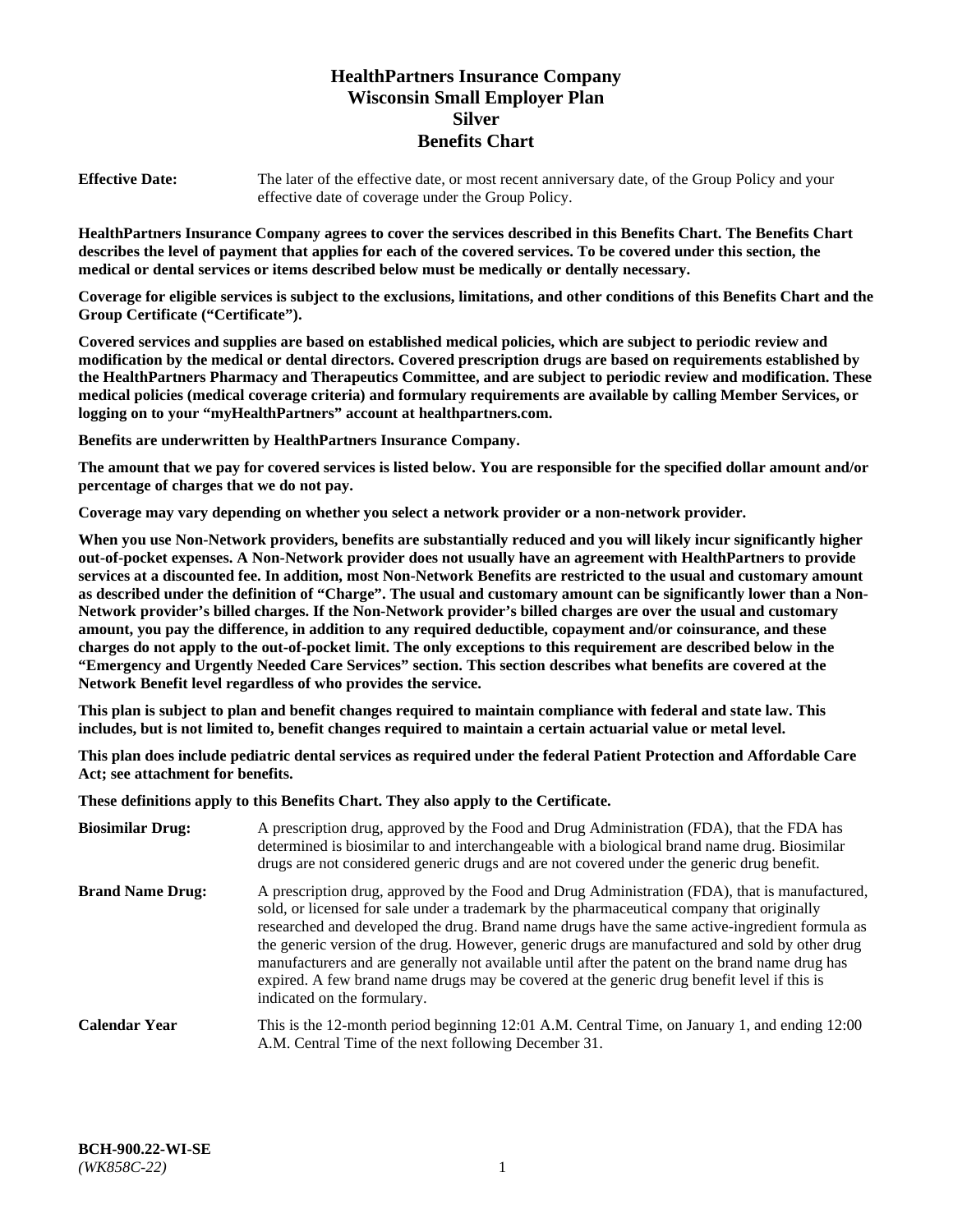# HealthPartners Insurance Company
# Wisconsin Small Employer Plan
# Silver
# Benefits Chart

**Effective Date:** The later of the effective date, or most recent anniversary date, of the Group Policy and your effective date of coverage under the Group Policy.

**HealthPartners Insurance Company agrees to cover the services described in this Benefits Chart. The Benefits Chart describes the level of payment that applies for each of the covered services. To be covered under this section, the medical or dental services or items described below must be medically or dentally necessary.**

**Coverage for eligible services is subject to the exclusions, limitations, and other conditions of this Benefits Chart and the Group Certificate ("Certificate").**

**Covered services and supplies are based on established medical policies, which are subject to periodic review and modification by the medical or dental directors. Covered prescription drugs are based on requirements established by the HealthPartners Pharmacy and Therapeutics Committee, and are subject to periodic review and modification. These medical policies (medical coverage criteria) and formulary requirements are available by calling Member Services, or logging on to your "myHealthPartners" account at healthpartners.com.**

**Benefits are underwritten by HealthPartners Insurance Company.**

**The amount that we pay for covered services is listed below. You are responsible for the specified dollar amount and/or percentage of charges that we do not pay.**

**Coverage may vary depending on whether you select a network provider or a non-network provider.**

**When you use Non-Network providers, benefits are substantially reduced and you will likely incur significantly higher out-of-pocket expenses. A Non-Network provider does not usually have an agreement with HealthPartners to provide services at a discounted fee. In addition, most Non-Network Benefits are restricted to the usual and customary amount as described under the definition of "Charge". The usual and customary amount can be significantly lower than a Non-Network provider's billed charges. If the Non-Network provider's billed charges are over the usual and customary amount, you pay the difference, in addition to any required deductible, copayment and/or coinsurance, and these charges do not apply to the out-of-pocket limit. The only exceptions to this requirement are described below in the "Emergency and Urgently Needed Care Services" section. This section describes what benefits are covered at the Network Benefit level regardless of who provides the service.**

**This plan is subject to plan and benefit changes required to maintain compliance with federal and state law. This includes, but is not limited to, benefit changes required to maintain a certain actuarial value or metal level.**

**This plan does include pediatric dental services as required under the federal Patient Protection and Affordable Care Act; see attachment for benefits.**

**These definitions apply to this Benefits Chart. They also apply to the Certificate.**

**Biosimilar Drug:** A prescription drug, approved by the Food and Drug Administration (FDA), that the FDA has determined is biosimilar to and interchangeable with a biological brand name drug. Biosimilar drugs are not considered generic drugs and are not covered under the generic drug benefit.

**Brand Name Drug:** A prescription drug, approved by the Food and Drug Administration (FDA), that is manufactured, sold, or licensed for sale under a trademark by the pharmaceutical company that originally researched and developed the drug. Brand name drugs have the same active-ingredient formula as the generic version of the drug. However, generic drugs are manufactured and sold by other drug manufacturers and are generally not available until after the patent on the brand name drug has expired. A few brand name drugs may be covered at the generic drug benefit level if this is indicated on the formulary.

**Calendar Year** This is the 12-month period beginning 12:01 A.M. Central Time, on January 1, and ending 12:00 A.M. Central Time of the next following December 31.

BCH-900.22-WI-SE
*(WK858C-22)*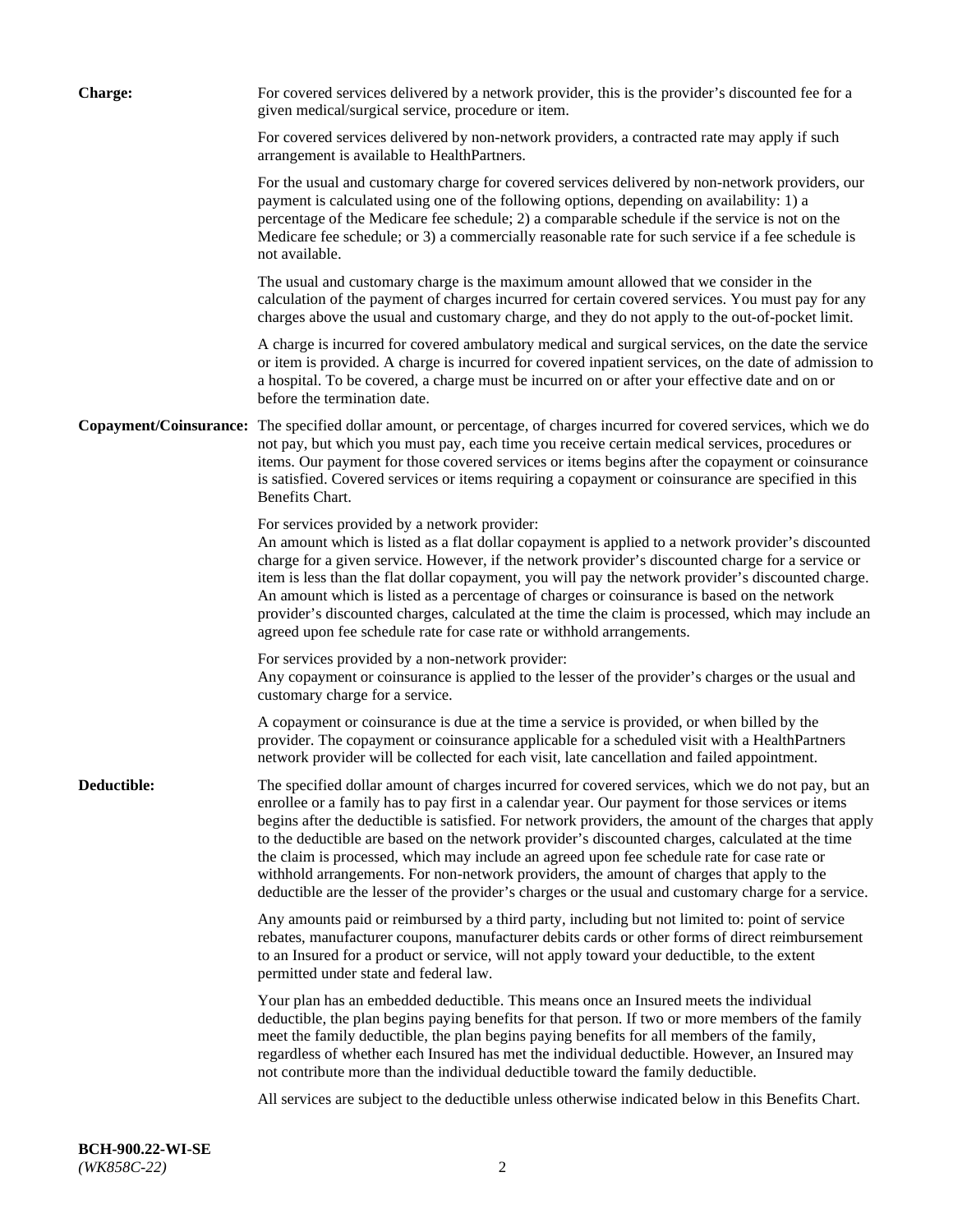**Charge:** For covered services delivered by a network provider, this is the provider's discounted fee for a given medical/surgical service, procedure or item.

For covered services delivered by non-network providers, a contracted rate may apply if such arrangement is available to HealthPartners.

For the usual and customary charge for covered services delivered by non-network providers, our payment is calculated using one of the following options, depending on availability: 1) a percentage of the Medicare fee schedule; 2) a comparable schedule if the service is not on the Medicare fee schedule; or 3) a commercially reasonable rate for such service if a fee schedule is not available.

The usual and customary charge is the maximum amount allowed that we consider in the calculation of the payment of charges incurred for certain covered services. You must pay for any charges above the usual and customary charge, and they do not apply to the out-of-pocket limit.

A charge is incurred for covered ambulatory medical and surgical services, on the date the service or item is provided. A charge is incurred for covered inpatient services, on the date of admission to a hospital. To be covered, a charge must be incurred on or after your effective date and on or before the termination date.

**Copayment/Coinsurance:** The specified dollar amount, or percentage, of charges incurred for covered services, which we do not pay, but which you must pay, each time you receive certain medical services, procedures or items. Our payment for those covered services or items begins after the copayment or coinsurance is satisfied. Covered services or items requiring a copayment or coinsurance are specified in this Benefits Chart.

For services provided by a network provider:
An amount which is listed as a flat dollar copayment is applied to a network provider's discounted charge for a given service. However, if the network provider's discounted charge for a service or item is less than the flat dollar copayment, you will pay the network provider's discounted charge. An amount which is listed as a percentage of charges or coinsurance is based on the network provider's discounted charges, calculated at the time the claim is processed, which may include an agreed upon fee schedule rate for case rate or withhold arrangements.

For services provided by a non-network provider:
Any copayment or coinsurance is applied to the lesser of the provider's charges or the usual and customary charge for a service.

A copayment or coinsurance is due at the time a service is provided, or when billed by the provider. The copayment or coinsurance applicable for a scheduled visit with a HealthPartners network provider will be collected for each visit, late cancellation and failed appointment.

**Deductible:** The specified dollar amount of charges incurred for covered services, which we do not pay, but an enrollee or a family has to pay first in a calendar year. Our payment for those services or items begins after the deductible is satisfied. For network providers, the amount of the charges that apply to the deductible are based on the network provider's discounted charges, calculated at the time the claim is processed, which may include an agreed upon fee schedule rate for case rate or withhold arrangements. For non-network providers, the amount of charges that apply to the deductible are the lesser of the provider's charges or the usual and customary charge for a service.

Any amounts paid or reimbursed by a third party, including but not limited to: point of service rebates, manufacturer coupons, manufacturer debits cards or other forms of direct reimbursement to an Insured for a product or service, will not apply toward your deductible, to the extent permitted under state and federal law.

Your plan has an embedded deductible. This means once an Insured meets the individual deductible, the plan begins paying benefits for that person. If two or more members of the family meet the family deductible, the plan begins paying benefits for all members of the family, regardless of whether each Insured has met the individual deductible. However, an Insured may not contribute more than the individual deductible toward the family deductible.

All services are subject to the deductible unless otherwise indicated below in this Benefits Chart.

**BCH-900.22-WI-SE**
*(WK858C-22)*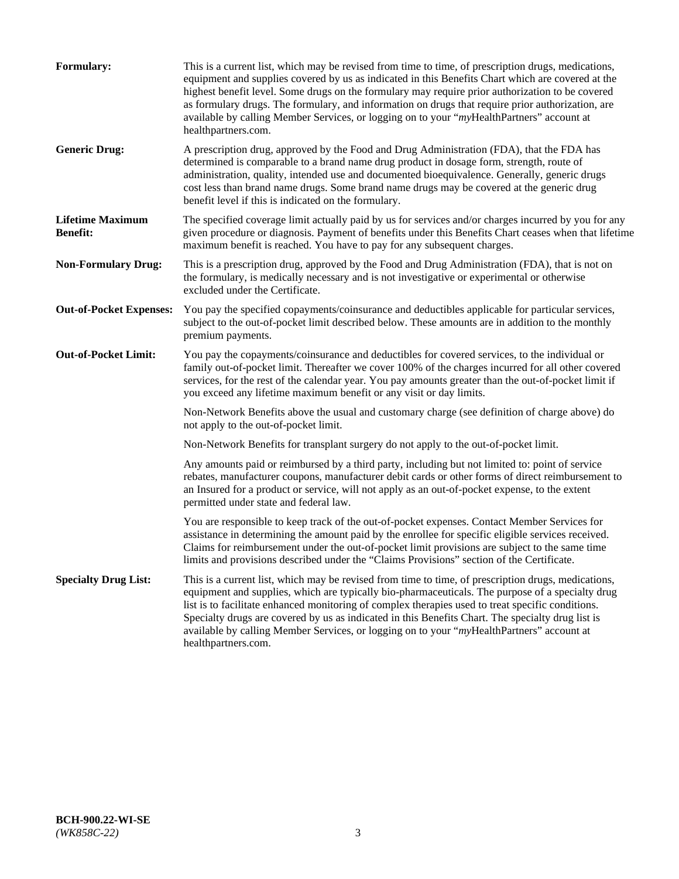**Formulary:** This is a current list, which may be revised from time to time, of prescription drugs, medications, equipment and supplies covered by us as indicated in this Benefits Chart which are covered at the highest benefit level. Some drugs on the formulary may require prior authorization to be covered as formulary drugs. The formulary, and information on drugs that require prior authorization, are available by calling Member Services, or logging on to your "*my*HealthPartners" account at healthpartners.com.

**Generic Drug:** A prescription drug, approved by the Food and Drug Administration (FDA), that the FDA has determined is comparable to a brand name drug product in dosage form, strength, route of administration, quality, intended use and documented bioequivalence. Generally, generic drugs cost less than brand name drugs. Some brand name drugs may be covered at the generic drug benefit level if this is indicated on the formulary.

**Lifetime Maximum Benefit:** The specified coverage limit actually paid by us for services and/or charges incurred by you for any given procedure or diagnosis. Payment of benefits under this Benefits Chart ceases when that lifetime maximum benefit is reached. You have to pay for any subsequent charges.

**Non-Formulary Drug:** This is a prescription drug, approved by the Food and Drug Administration (FDA), that is not on the formulary, is medically necessary and is not investigative or experimental or otherwise excluded under the Certificate.

**Out-of-Pocket Expenses:** You pay the specified copayments/coinsurance and deductibles applicable for particular services, subject to the out-of-pocket limit described below. These amounts are in addition to the monthly premium payments.

**Out-of-Pocket Limit:** You pay the copayments/coinsurance and deductibles for covered services, to the individual or family out-of-pocket limit. Thereafter we cover 100% of the charges incurred for all other covered services, for the rest of the calendar year. You pay amounts greater than the out-of-pocket limit if you exceed any lifetime maximum benefit or any visit or day limits.

Non-Network Benefits above the usual and customary charge (see definition of charge above) do not apply to the out-of-pocket limit.

Non-Network Benefits for transplant surgery do not apply to the out-of-pocket limit.

Any amounts paid or reimbursed by a third party, including but not limited to: point of service rebates, manufacturer coupons, manufacturer debit cards or other forms of direct reimbursement to an Insured for a product or service, will not apply as an out-of-pocket expense, to the extent permitted under state and federal law.

You are responsible to keep track of the out-of-pocket expenses. Contact Member Services for assistance in determining the amount paid by the enrollee for specific eligible services received. Claims for reimbursement under the out-of-pocket limit provisions are subject to the same time limits and provisions described under the "Claims Provisions" section of the Certificate.

**Specialty Drug List:** This is a current list, which may be revised from time to time, of prescription drugs, medications, equipment and supplies, which are typically bio-pharmaceuticals. The purpose of a specialty drug list is to facilitate enhanced monitoring of complex therapies used to treat specific conditions. Specialty drugs are covered by us as indicated in this Benefits Chart. The specialty drug list is available by calling Member Services, or logging on to your "*my*HealthPartners" account at healthpartners.com.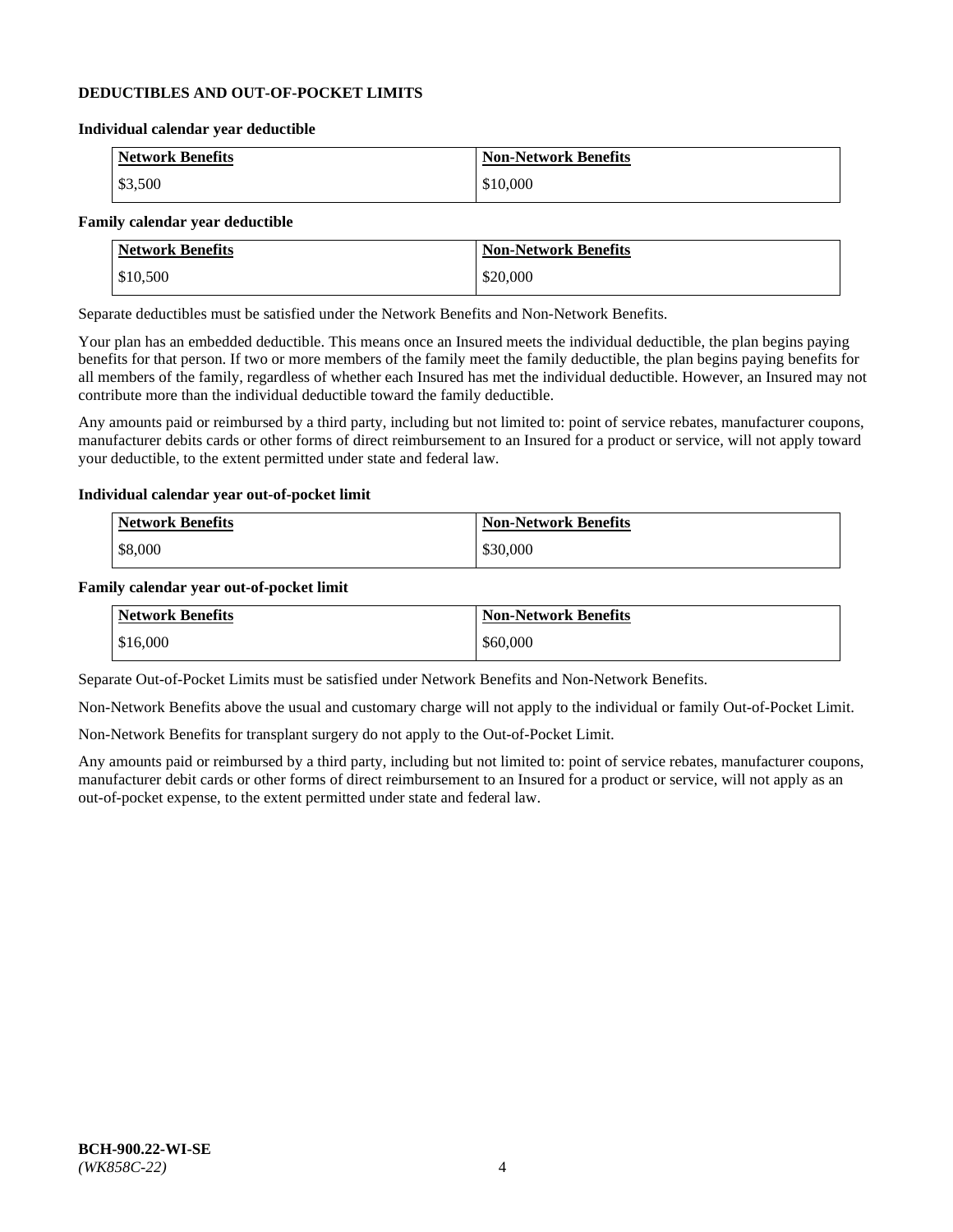**DEDUCTIBLES AND OUT-OF-POCKET LIMITS**

**Individual calendar year deductible**

| Network Benefits | Non-Network Benefits |
|---|---|
| $3,500 | $10,000 |

**Family calendar year deductible**

| Network Benefits | Non-Network Benefits |
|---|---|
| $10,500 | $20,000 |

Separate deductibles must be satisfied under the Network Benefits and Non-Network Benefits.

Your plan has an embedded deductible. This means once an Insured meets the individual deductible, the plan begins paying benefits for that person. If two or more members of the family meet the family deductible, the plan begins paying benefits for all members of the family, regardless of whether each Insured has met the individual deductible. However, an Insured may not contribute more than the individual deductible toward the family deductible.

Any amounts paid or reimbursed by a third party, including but not limited to: point of service rebates, manufacturer coupons, manufacturer debits cards or other forms of direct reimbursement to an Insured for a product or service, will not apply toward your deductible, to the extent permitted under state and federal law.

**Individual calendar year out-of-pocket limit**

| Network Benefits | Non-Network Benefits |
|---|---|
| $8,000 | $30,000 |

**Family calendar year out-of-pocket limit**

| Network Benefits | Non-Network Benefits |
|---|---|
| $16,000 | $60,000 |

Separate Out-of-Pocket Limits must be satisfied under Network Benefits and Non-Network Benefits.

Non-Network Benefits above the usual and customary charge will not apply to the individual or family Out-of-Pocket Limit.

Non-Network Benefits for transplant surgery do not apply to the Out-of-Pocket Limit.

Any amounts paid or reimbursed by a third party, including but not limited to: point of service rebates, manufacturer coupons, manufacturer debit cards or other forms of direct reimbursement to an Insured for a product or service, will not apply as an out-of-pocket expense, to the extent permitted under state and federal law.

**BCH-900.22-WI-SE**
*(WK858C-22)*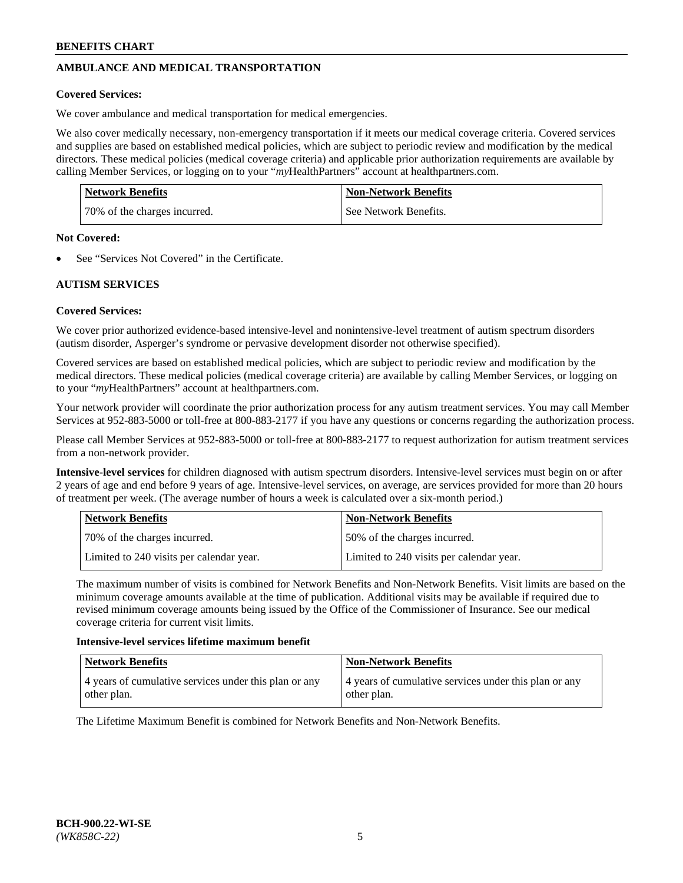## AMBULANCE AND MEDICAL TRANSPORTATION

**Covered Services:**

We cover ambulance and medical transportation for medical emergencies.

We also cover medically necessary, non-emergency transportation if it meets our medical coverage criteria. Covered services and supplies are based on established medical policies, which are subject to periodic review and modification by the medical directors. These medical policies (medical coverage criteria) and applicable prior authorization requirements are available by calling Member Services, or logging on to your "*my*HealthPartners" account at healthpartners.com.

| Network Benefits | Non-Network Benefits |
|---|---|
| 70% of the charges incurred. | See Network Benefits. |

**Not Covered:**

- See "Services Not Covered" in the Certificate.

## AUTISM SERVICES

**Covered Services:**

We cover prior authorized evidence-based intensive-level and nonintensive-level treatment of autism spectrum disorders (autism disorder, Asperger's syndrome or pervasive development disorder not otherwise specified).

Covered services are based on established medical policies, which are subject to periodic review and modification by the medical directors. These medical policies (medical coverage criteria) are available by calling Member Services, or logging on to your "*my*HealthPartners" account at healthpartners.com.

Your network provider will coordinate the prior authorization process for any autism treatment services. You may call Member Services at 952-883-5000 or toll-free at 800-883-2177 if you have any questions or concerns regarding the authorization process.

Please call Member Services at 952-883-5000 or toll-free at 800-883-2177 to request authorization for autism treatment services from a non-network provider.

**Intensive-level services** for children diagnosed with autism spectrum disorders. Intensive-level services must begin on or after 2 years of age and end before 9 years of age. Intensive-level services, on average, are services provided for more than 20 hours of treatment per week. (The average number of hours a week is calculated over a six-month period.)

| Network Benefits | Non-Network Benefits |
|---|---|
| 70% of the charges incurred. | 50% of the charges incurred. |
| Limited to 240 visits per calendar year. | Limited to 240 visits per calendar year. |

The maximum number of visits is combined for Network Benefits and Non-Network Benefits. Visit limits are based on the minimum coverage amounts available at the time of publication. Additional visits may be available if required due to revised minimum coverage amounts being issued by the Office of the Commissioner of Insurance. See our medical coverage criteria for current visit limits.

**Intensive-level services lifetime maximum benefit**

| Network Benefits | Non-Network Benefits |
|---|---|
| 4 years of cumulative services under this plan or any other plan. | 4 years of cumulative services under this plan or any other plan. |

The Lifetime Maximum Benefit is combined for Network Benefits and Non-Network Benefits.

BCH-900.22-WI-SE
*(WK858C-22)*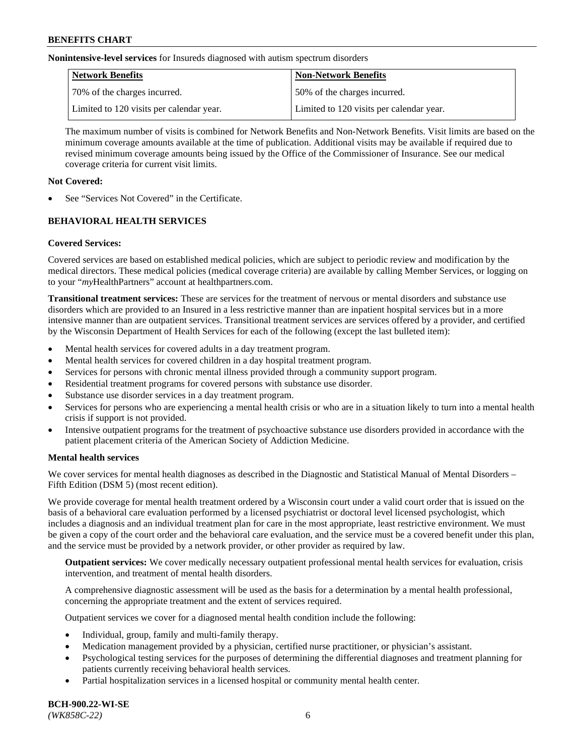**Nonintensive-level services** for Insureds diagnosed with autism spectrum disorders

| Network Benefits | Non-Network Benefits |
|---|---|
| 70% of the charges incurred. | 50% of the charges incurred. |
| Limited to 120 visits per calendar year. | Limited to 120 visits per calendar year. |

The maximum number of visits is combined for Network Benefits and Non-Network Benefits. Visit limits are based on the minimum coverage amounts available at the time of publication. Additional visits may be available if required due to revised minimum coverage amounts being issued by the Office of the Commissioner of Insurance. See our medical coverage criteria for current visit limits.

**Not Covered:**

- See "Services Not Covered" in the Certificate.

## BEHAVIORAL HEALTH SERVICES

**Covered Services:**

Covered services are based on established medical policies, which are subject to periodic review and modification by the medical directors. These medical policies (medical coverage criteria) are available by calling Member Services, or logging on to your "*my*HealthPartners" account at healthpartners.com.

**Transitional treatment services:** These are services for the treatment of nervous or mental disorders and substance use disorders which are provided to an Insured in a less restrictive manner than are inpatient hospital services but in a more intensive manner than are outpatient services. Transitional treatment services are services offered by a provider, and certified by the Wisconsin Department of Health Services for each of the following (except the last bulleted item):

- Mental health services for covered adults in a day treatment program.
- Mental health services for covered children in a day hospital treatment program.
- Services for persons with chronic mental illness provided through a community support program.
- Residential treatment programs for covered persons with substance use disorder.
- Substance use disorder services in a day treatment program.
- Services for persons who are experiencing a mental health crisis or who are in a situation likely to turn into a mental health crisis if support is not provided.
- Intensive outpatient programs for the treatment of psychoactive substance use disorders provided in accordance with the patient placement criteria of the American Society of Addiction Medicine.

**Mental health services**

We cover services for mental health diagnoses as described in the Diagnostic and Statistical Manual of Mental Disorders – Fifth Edition (DSM 5) (most recent edition).

We provide coverage for mental health treatment ordered by a Wisconsin court under a valid court order that is issued on the basis of a behavioral care evaluation performed by a licensed psychiatrist or doctoral level licensed psychologist, which includes a diagnosis and an individual treatment plan for care in the most appropriate, least restrictive environment. We must be given a copy of the court order and the behavioral care evaluation, and the service must be a covered benefit under this plan, and the service must be provided by a network provider, or other provider as required by law.

**Outpatient services:** We cover medically necessary outpatient professional mental health services for evaluation, crisis intervention, and treatment of mental health disorders.

A comprehensive diagnostic assessment will be used as the basis for a determination by a mental health professional, concerning the appropriate treatment and the extent of services required.

Outpatient services we cover for a diagnosed mental health condition include the following:

- Individual, group, family and multi-family therapy.
- Medication management provided by a physician, certified nurse practitioner, or physician's assistant.
- Psychological testing services for the purposes of determining the differential diagnoses and treatment planning for patients currently receiving behavioral health services.
- Partial hospitalization services in a licensed hospital or community mental health center.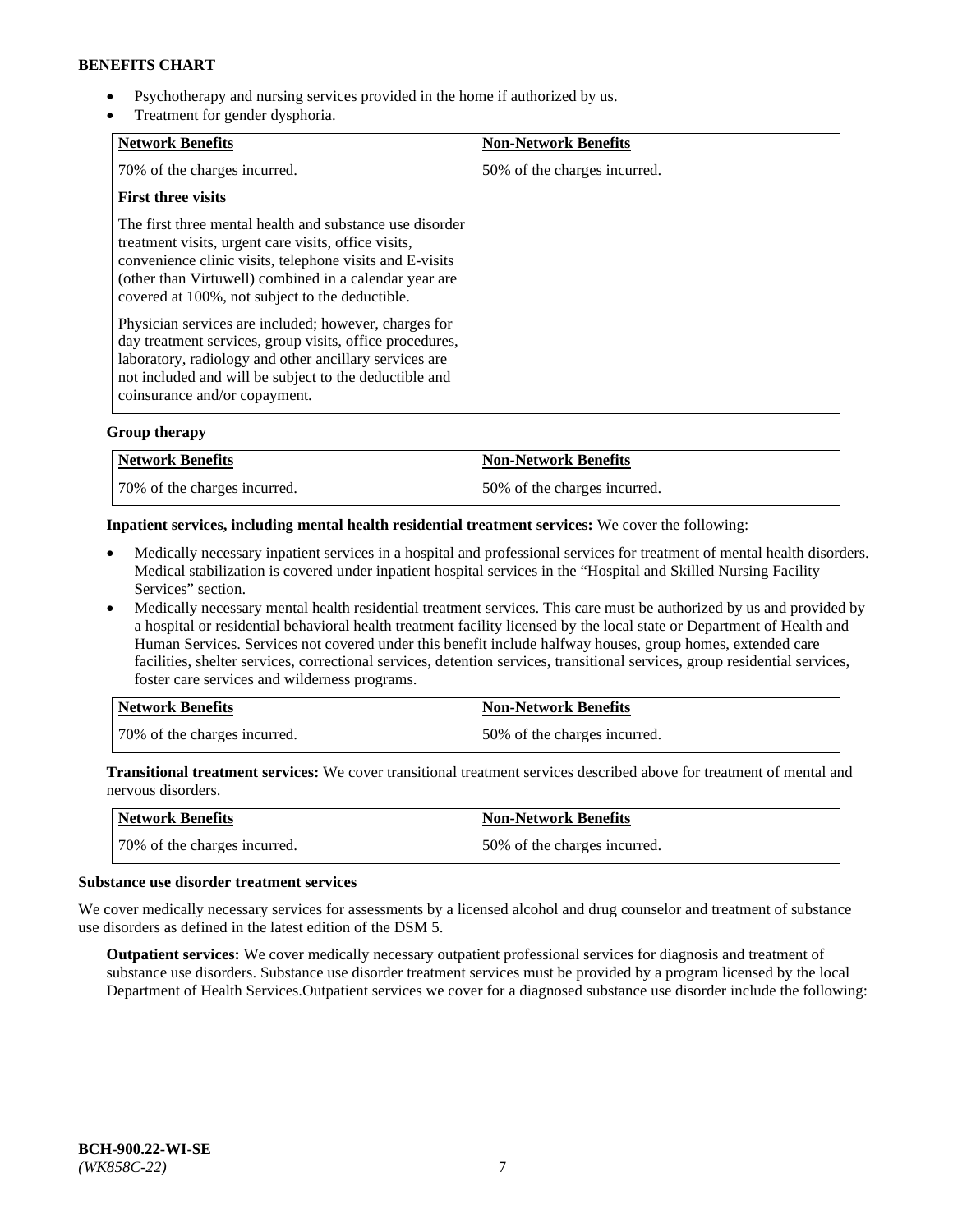- Psychotherapy and nursing services provided in the home if authorized by us.
- Treatment for gender dysphoria.

| Network Benefits | Non-Network Benefits |
|---|---|
| 70% of the charges incurred.<br><br>**First three visits**<br><br>The first three mental health and substance use disorder treatment visits, urgent care visits, office visits, convenience clinic visits, telephone visits and E-visits (other than Virtuwell) combined in a calendar year are covered at 100%, not subject to the deductible.<br><br>Physician services are included; however, charges for day treatment services, group visits, office procedures, laboratory, radiology and other ancillary services are not included and will be subject to the deductible and coinsurance and/or copayment. | 50% of the charges incurred. |

**Group therapy**

| Network Benefits | Non-Network Benefits |
|---|---|
| 70% of the charges incurred. | 50% of the charges incurred. |

**Inpatient services, including mental health residential treatment services:** We cover the following:

- Medically necessary inpatient services in a hospital and professional services for treatment of mental health disorders. Medical stabilization is covered under inpatient hospital services in the "Hospital and Skilled Nursing Facility Services" section.
- Medically necessary mental health residential treatment services. This care must be authorized by us and provided by a hospital or residential behavioral health treatment facility licensed by the local state or Department of Health and Human Services. Services not covered under this benefit include halfway houses, group homes, extended care facilities, shelter services, correctional services, detention services, transitional services, group residential services, foster care services and wilderness programs.

| Network Benefits | Non-Network Benefits |
|---|---|
| 70% of the charges incurred. | 50% of the charges incurred. |

**Transitional treatment services:** We cover transitional treatment services described above for treatment of mental and nervous disorders.

| Network Benefits | Non-Network Benefits |
|---|---|
| 70% of the charges incurred. | 50% of the charges incurred. |

**Substance use disorder treatment services**

We cover medically necessary services for assessments by a licensed alcohol and drug counselor and treatment of substance use disorders as defined in the latest edition of the DSM 5.

**Outpatient services:** We cover medically necessary outpatient professional services for diagnosis and treatment of substance use disorders. Substance use disorder treatment services must be provided by a program licensed by the local Department of Health Services.Outpatient services we cover for a diagnosed substance use disorder include the following: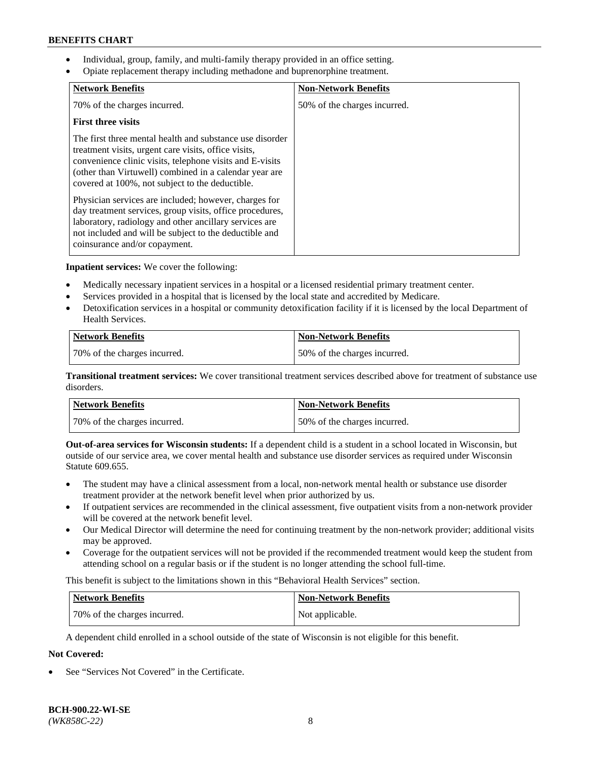- Individual, group, family, and multi-family therapy provided in an office setting.
- Opiate replacement therapy including methadone and buprenorphine treatment.

| Network Benefits | Non-Network Benefits |
| --- | --- |
| 70% of the charges incurred.<br><br>**First three visits**<br><br>The first three mental health and substance use disorder treatment visits, urgent care visits, office visits, convenience clinic visits, telephone visits and E-visits (other than Virtuwell) combined in a calendar year are covered at 100%, not subject to the deductible.<br><br>Physician services are included; however, charges for day treatment services, group visits, office procedures, laboratory, radiology and other ancillary services are not included and will be subject to the deductible and coinsurance and/or copayment. | 50% of the charges incurred. |

**Inpatient services:** We cover the following:

- Medically necessary inpatient services in a hospital or a licensed residential primary treatment center.
- Services provided in a hospital that is licensed by the local state and accredited by Medicare.
- Detoxification services in a hospital or community detoxification facility if it is licensed by the local Department of Health Services.

| Network Benefits | Non-Network Benefits |
| --- | --- |
| 70% of the charges incurred. | 50% of the charges incurred. |

**Transitional treatment services:** We cover transitional treatment services described above for treatment of substance use disorders.

| Network Benefits | Non-Network Benefits |
| --- | --- |
| 70% of the charges incurred. | 50% of the charges incurred. |

**Out-of-area services for Wisconsin students:** If a dependent child is a student in a school located in Wisconsin, but outside of our service area, we cover mental health and substance use disorder services as required under Wisconsin Statute 609.655.

- The student may have a clinical assessment from a local, non-network mental health or substance use disorder treatment provider at the network benefit level when prior authorized by us.
- If outpatient services are recommended in the clinical assessment, five outpatient visits from a non-network provider will be covered at the network benefit level.
- Our Medical Director will determine the need for continuing treatment by the non-network provider; additional visits may be approved.
- Coverage for the outpatient services will not be provided if the recommended treatment would keep the student from attending school on a regular basis or if the student is no longer attending the school full-time.

This benefit is subject to the limitations shown in this "Behavioral Health Services" section.

| Network Benefits | Non-Network Benefits |
| --- | --- |
| 70% of the charges incurred. | Not applicable. |

A dependent child enrolled in a school outside of the state of Wisconsin is not eligible for this benefit.

**Not Covered:**

- See "Services Not Covered" in the Certificate.

**BCH-900.22-WI-SE**
*(WK858C-22)*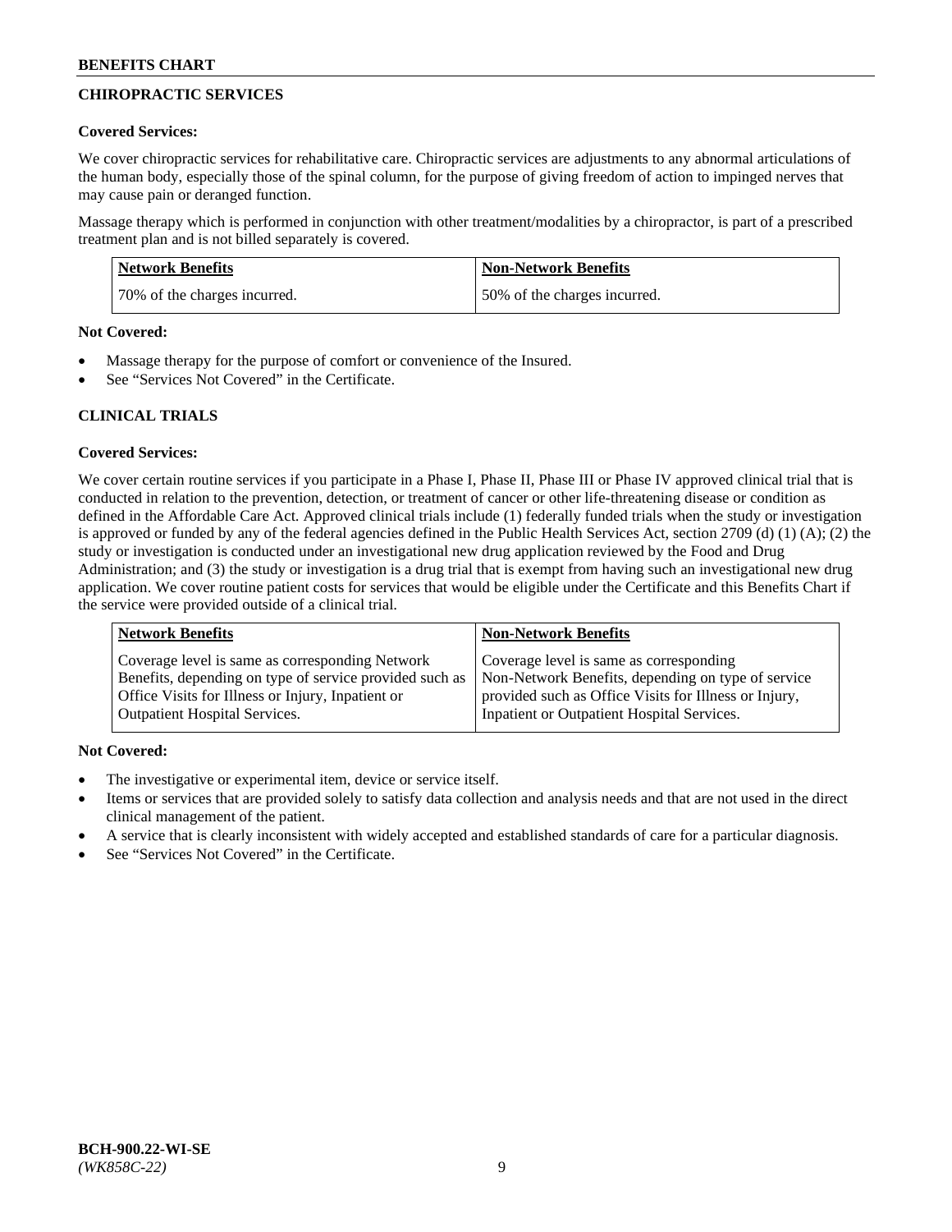## CHIROPRACTIC SERVICES

**Covered Services:**

We cover chiropractic services for rehabilitative care. Chiropractic services are adjustments to any abnormal articulations of the human body, especially those of the spinal column, for the purpose of giving freedom of action to impinged nerves that may cause pain or deranged function.

Massage therapy which is performed in conjunction with other treatment/modalities by a chiropractor, is part of a prescribed treatment plan and is not billed separately is covered.

| Network Benefits | Non-Network Benefits |
| --- | --- |
| 70% of the charges incurred. | 50% of the charges incurred. |

**Not Covered:**

- Massage therapy for the purpose of comfort or convenience of the Insured.
- See "Services Not Covered" in the Certificate.

## CLINICAL TRIALS

**Covered Services:**

We cover certain routine services if you participate in a Phase I, Phase II, Phase III or Phase IV approved clinical trial that is conducted in relation to the prevention, detection, or treatment of cancer or other life-threatening disease or condition as defined in the Affordable Care Act. Approved clinical trials include (1) federally funded trials when the study or investigation is approved or funded by any of the federal agencies defined in the Public Health Services Act, section 2709 (d) (1) (A); (2) the study or investigation is conducted under an investigational new drug application reviewed by the Food and Drug Administration; and (3) the study or investigation is a drug trial that is exempt from having such an investigational new drug application. We cover routine patient costs for services that would be eligible under the Certificate and this Benefits Chart if the service were provided outside of a clinical trial.

| Network Benefits | Non-Network Benefits |
| --- | --- |
| Coverage level is same as corresponding Network Benefits, depending on type of service provided such as Office Visits for Illness or Injury, Inpatient or Outpatient Hospital Services. | Coverage level is same as corresponding Non-Network Benefits, depending on type of service provided such as Office Visits for Illness or Injury, Inpatient or Outpatient Hospital Services. |

**Not Covered:**

- The investigative or experimental item, device or service itself.
- Items or services that are provided solely to satisfy data collection and analysis needs and that are not used in the direct clinical management of the patient.
- A service that is clearly inconsistent with widely accepted and established standards of care for a particular diagnosis.
- See "Services Not Covered" in the Certificate.

BCH-900.22-WI-SE
*(WK858C-22)*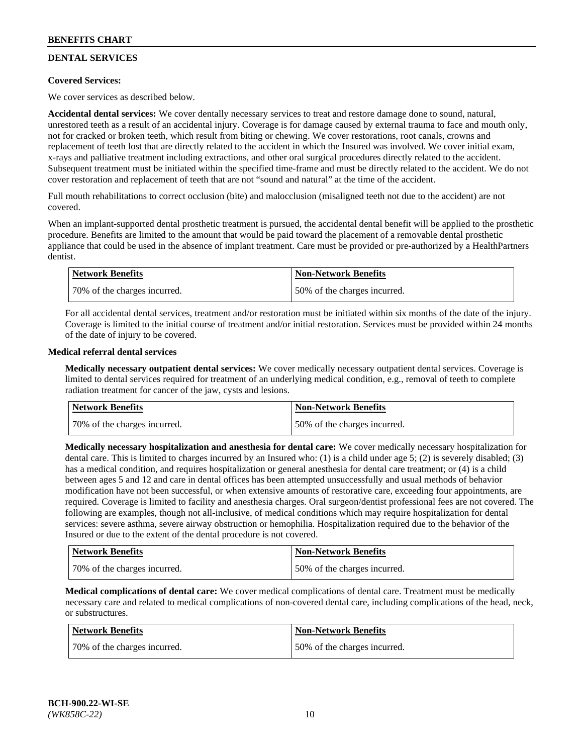## DENTAL SERVICES

**Covered Services:**

We cover services as described below.

**Accidental dental services:** We cover dentally necessary services to treat and restore damage done to sound, natural, unrestored teeth as a result of an accidental injury. Coverage is for damage caused by external trauma to face and mouth only, not for cracked or broken teeth, which result from biting or chewing. We cover restorations, root canals, crowns and replacement of teeth lost that are directly related to the accident in which the Insured was involved. We cover initial exam, x-rays and palliative treatment including extractions, and other oral surgical procedures directly related to the accident. Subsequent treatment must be initiated within the specified time-frame and must be directly related to the accident. We do not cover restoration and replacement of teeth that are not "sound and natural" at the time of the accident.

Full mouth rehabilitations to correct occlusion (bite) and malocclusion (misaligned teeth not due to the accident) are not covered.

When an implant-supported dental prosthetic treatment is pursued, the accidental dental benefit will be applied to the prosthetic procedure. Benefits are limited to the amount that would be paid toward the placement of a removable dental prosthetic appliance that could be used in the absence of implant treatment. Care must be provided or pre-authorized by a HealthPartners dentist.

| Network Benefits | Non-Network Benefits |
|---|---|
| 70% of the charges incurred. | 50% of the charges incurred. |

For all accidental dental services, treatment and/or restoration must be initiated within six months of the date of the injury. Coverage is limited to the initial course of treatment and/or initial restoration. Services must be provided within 24 months of the date of injury to be covered.

**Medical referral dental services**

**Medically necessary outpatient dental services:** We cover medically necessary outpatient dental services. Coverage is limited to dental services required for treatment of an underlying medical condition, e.g., removal of teeth to complete radiation treatment for cancer of the jaw, cysts and lesions.

| Network Benefits | Non-Network Benefits |
|---|---|
| 70% of the charges incurred. | 50% of the charges incurred. |

**Medically necessary hospitalization and anesthesia for dental care:** We cover medically necessary hospitalization for dental care. This is limited to charges incurred by an Insured who: (1) is a child under age 5; (2) is severely disabled; (3) has a medical condition, and requires hospitalization or general anesthesia for dental care treatment; or (4) is a child between ages 5 and 12 and care in dental offices has been attempted unsuccessfully and usual methods of behavior modification have not been successful, or when extensive amounts of restorative care, exceeding four appointments, are required. Coverage is limited to facility and anesthesia charges. Oral surgeon/dentist professional fees are not covered. The following are examples, though not all-inclusive, of medical conditions which may require hospitalization for dental services: severe asthma, severe airway obstruction or hemophilia. Hospitalization required due to the behavior of the Insured or due to the extent of the dental procedure is not covered.

| Network Benefits | Non-Network Benefits |
|---|---|
| 70% of the charges incurred. | 50% of the charges incurred. |

**Medical complications of dental care:** We cover medical complications of dental care. Treatment must be medically necessary care and related to medical complications of non-covered dental care, including complications of the head, neck, or substructures.

| Network Benefits | Non-Network Benefits |
|---|---|
| 70% of the charges incurred. | 50% of the charges incurred. |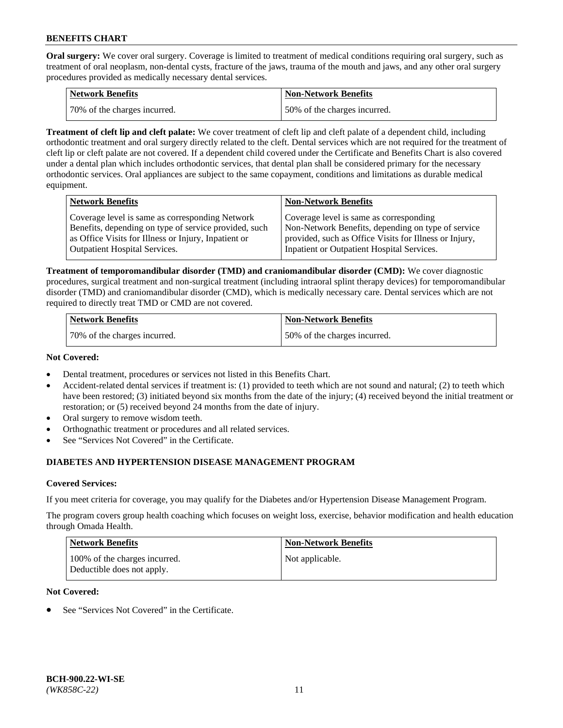**Oral surgery:** We cover oral surgery. Coverage is limited to treatment of medical conditions requiring oral surgery, such as treatment of oral neoplasm, non-dental cysts, fracture of the jaws, trauma of the mouth and jaws, and any other oral surgery procedures provided as medically necessary dental services.

| Network Benefits | Non-Network Benefits |
|---|---|
| 70% of the charges incurred. | 50% of the charges incurred. |

**Treatment of cleft lip and cleft palate:** We cover treatment of cleft lip and cleft palate of a dependent child, including orthodontic treatment and oral surgery directly related to the cleft. Dental services which are not required for the treatment of cleft lip or cleft palate are not covered. If a dependent child covered under the Certificate and Benefits Chart is also covered under a dental plan which includes orthodontic services, that dental plan shall be considered primary for the necessary orthodontic services. Oral appliances are subject to the same copayment, conditions and limitations as durable medical equipment.

| Network Benefits | Non-Network Benefits |
|---|---|
| Coverage level is same as corresponding Network Benefits, depending on type of service provided, such as Office Visits for Illness or Injury, Inpatient or Outpatient Hospital Services. | Coverage level is same as corresponding Non-Network Benefits, depending on type of service provided, such as Office Visits for Illness or Injury, Inpatient or Outpatient Hospital Services. |

**Treatment of temporomandibular disorder (TMD) and craniomandibular disorder (CMD):** We cover diagnostic procedures, surgical treatment and non-surgical treatment (including intraoral splint therapy devices) for temporomandibular disorder (TMD) and craniomandibular disorder (CMD), which is medically necessary care. Dental services which are not required to directly treat TMD or CMD are not covered.

| Network Benefits | Non-Network Benefits |
|---|---|
| 70% of the charges incurred. | 50% of the charges incurred. |

**Not Covered:**

- Dental treatment, procedures or services not listed in this Benefits Chart.
- Accident-related dental services if treatment is: (1) provided to teeth which are not sound and natural; (2) to teeth which have been restored; (3) initiated beyond six months from the date of the injury; (4) received beyond the initial treatment or restoration; or (5) received beyond 24 months from the date of injury.
- Oral surgery to remove wisdom teeth.
- Orthognathic treatment or procedures and all related services.
- See "Services Not Covered" in the Certificate.

## DIABETES AND HYPERTENSION DISEASE MANAGEMENT PROGRAM

**Covered Services:**

If you meet criteria for coverage, you may qualify for the Diabetes and/or Hypertension Disease Management Program.

The program covers group health coaching which focuses on weight loss, exercise, behavior modification and health education through Omada Health.

| Network Benefits | Non-Network Benefits |
|---|---|
| 100% of the charges incurred. Deductible does not apply. | Not applicable. |

**Not Covered:**

- See "Services Not Covered" in the Certificate.

BCH-900.22-WI-SE
*(WK858C-22)*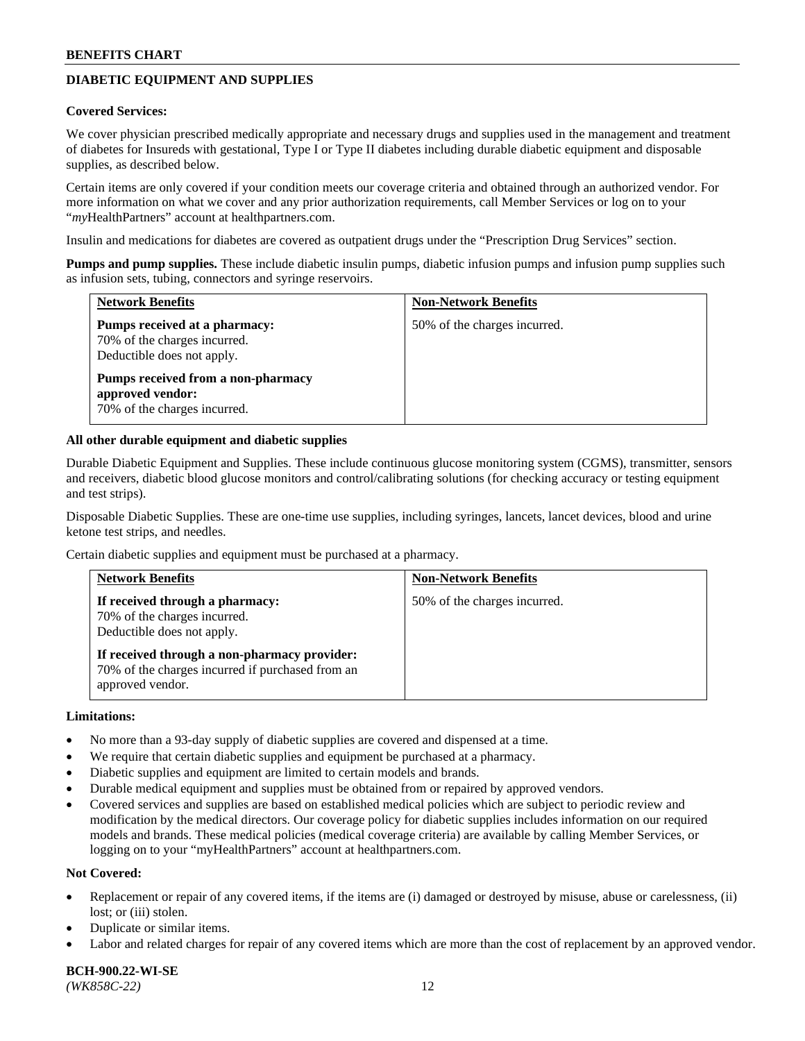## DIABETIC EQUIPMENT AND SUPPLIES

**Covered Services:**

We cover physician prescribed medically appropriate and necessary drugs and supplies used in the management and treatment of diabetes for Insureds with gestational, Type I or Type II diabetes including durable diabetic equipment and disposable supplies, as described below.

Certain items are only covered if your condition meets our coverage criteria and obtained through an authorized vendor. For more information on what we cover and any prior authorization requirements, call Member Services or log on to your "*my*HealthPartners" account at healthpartners.com.

Insulin and medications for diabetes are covered as outpatient drugs under the "Prescription Drug Services" section.

**Pumps and pump supplies.** These include diabetic insulin pumps, diabetic infusion pumps and infusion pump supplies such as infusion sets, tubing, connectors and syringe reservoirs.

| Network Benefits | Non-Network Benefits |
| --- | --- |
| **Pumps received at a pharmacy:** 70% of the charges incurred. Deductible does not apply.<br><br>**Pumps received from a non-pharmacy approved vendor:** 70% of the charges incurred. | 50% of the charges incurred. |

**All other durable equipment and diabetic supplies**

Durable Diabetic Equipment and Supplies. These include continuous glucose monitoring system (CGMS), transmitter, sensors and receivers, diabetic blood glucose monitors and control/calibrating solutions (for checking accuracy or testing equipment and test strips).

Disposable Diabetic Supplies. These are one-time use supplies, including syringes, lancets, lancet devices, blood and urine ketone test strips, and needles.

Certain diabetic supplies and equipment must be purchased at a pharmacy.

| Network Benefits | Non-Network Benefits |
| --- | --- |
| **If received through a pharmacy:** 70% of the charges incurred. Deductible does not apply.<br><br>**If received through a non-pharmacy provider:** 70% of the charges incurred if purchased from an approved vendor. | 50% of the charges incurred. |

**Limitations:**

- No more than a 93-day supply of diabetic supplies are covered and dispensed at a time.
- We require that certain diabetic supplies and equipment be purchased at a pharmacy.
- Diabetic supplies and equipment are limited to certain models and brands.
- Durable medical equipment and supplies must be obtained from or repaired by approved vendors.
- Covered services and supplies are based on established medical policies which are subject to periodic review and modification by the medical directors. Our coverage policy for diabetic supplies includes information on our required models and brands. These medical policies (medical coverage criteria) are available by calling Member Services, or logging on to your "myHealthPartners" account at healthpartners.com.

**Not Covered:**

- Replacement or repair of any covered items, if the items are (i) damaged or destroyed by misuse, abuse or carelessness, (ii) lost; or (iii) stolen.
- Duplicate or similar items.
- Labor and related charges for repair of any covered items which are more than the cost of replacement by an approved vendor.

**BCH-900.22-WI-SE**
*(WK858C-22)*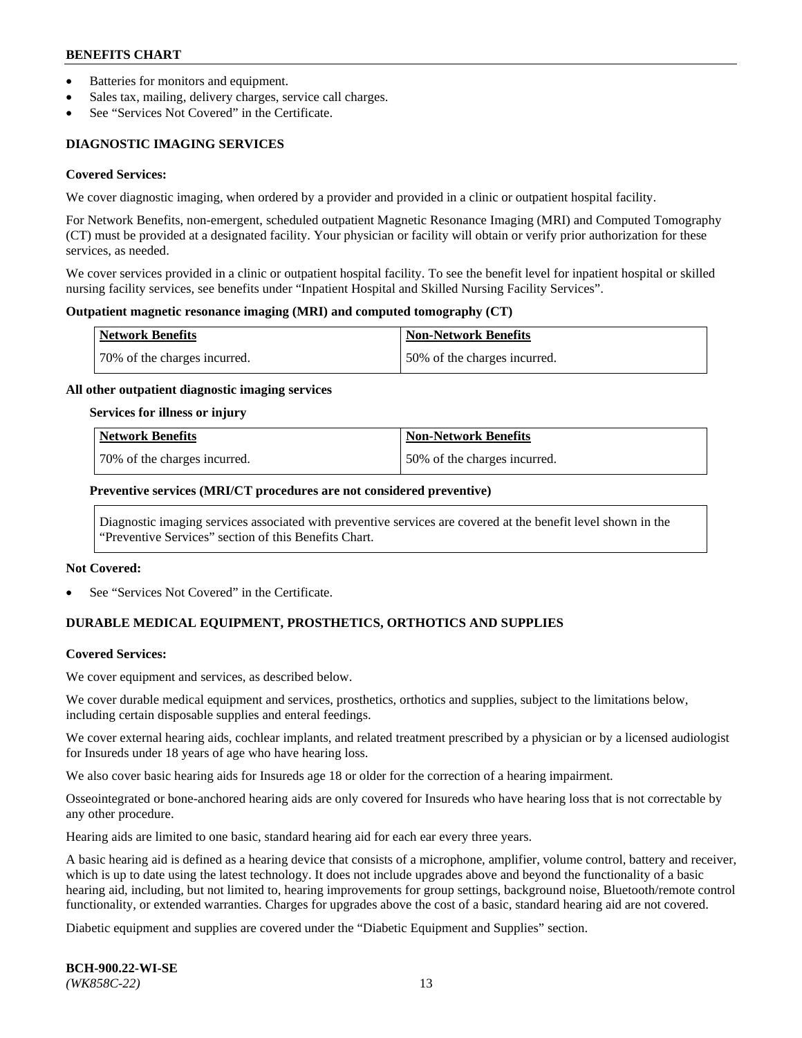- Batteries for monitors and equipment.
- Sales tax, mailing, delivery charges, service call charges.
- See "Services Not Covered" in the Certificate.

### DIAGNOSTIC IMAGING SERVICES

**Covered Services:**

We cover diagnostic imaging, when ordered by a provider and provided in a clinic or outpatient hospital facility.

For Network Benefits, non-emergent, scheduled outpatient Magnetic Resonance Imaging (MRI) and Computed Tomography (CT) must be provided at a designated facility. Your physician or facility will obtain or verify prior authorization for these services, as needed.

We cover services provided in a clinic or outpatient hospital facility. To see the benefit level for inpatient hospital or skilled nursing facility services, see benefits under "Inpatient Hospital and Skilled Nursing Facility Services".

**Outpatient magnetic resonance imaging (MRI) and computed tomography (CT)**

| Network Benefits | Non-Network Benefits |
|---|---|
| 70% of the charges incurred. | 50% of the charges incurred. |

**All other outpatient diagnostic imaging services**

**Services for illness or injury**

| Network Benefits | Non-Network Benefits |
|---|---|
| 70% of the charges incurred. | 50% of the charges incurred. |

**Preventive services (MRI/CT procedures are not considered preventive)**

Diagnostic imaging services associated with preventive services are covered at the benefit level shown in the "Preventive Services" section of this Benefits Chart.

**Not Covered:**

- See "Services Not Covered" in the Certificate.

### DURABLE MEDICAL EQUIPMENT, PROSTHETICS, ORTHOTICS AND SUPPLIES

**Covered Services:**

We cover equipment and services, as described below.

We cover durable medical equipment and services, prosthetics, orthotics and supplies, subject to the limitations below, including certain disposable supplies and enteral feedings.

We cover external hearing aids, cochlear implants, and related treatment prescribed by a physician or by a licensed audiologist for Insureds under 18 years of age who have hearing loss.

We also cover basic hearing aids for Insureds age 18 or older for the correction of a hearing impairment.

Osseointegrated or bone-anchored hearing aids are only covered for Insureds who have hearing loss that is not correctable by any other procedure.

Hearing aids are limited to one basic, standard hearing aid for each ear every three years.

A basic hearing aid is defined as a hearing device that consists of a microphone, amplifier, volume control, battery and receiver, which is up to date using the latest technology. It does not include upgrades above and beyond the functionality of a basic hearing aid, including, but not limited to, hearing improvements for group settings, background noise, Bluetooth/remote control functionality, or extended warranties. Charges for upgrades above the cost of a basic, standard hearing aid are not covered.

Diabetic equipment and supplies are covered under the "Diabetic Equipment and Supplies" section.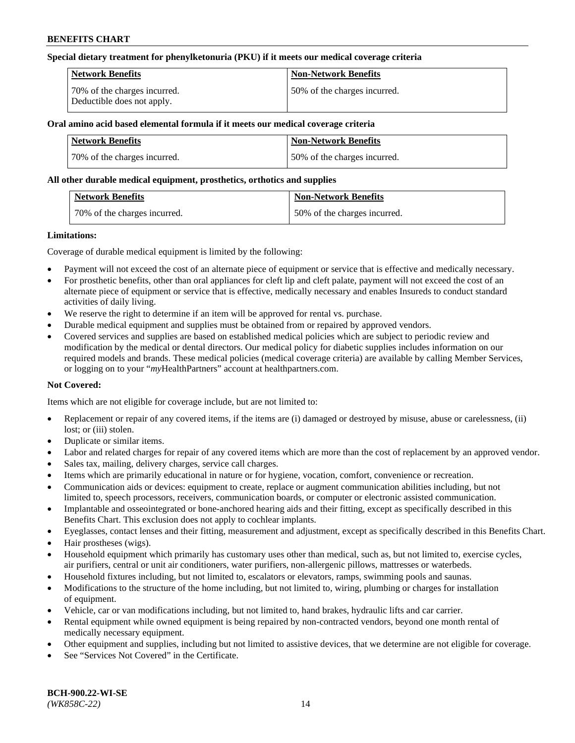**Special dietary treatment for phenylketonuria (PKU) if it meets our medical coverage criteria**

| Network Benefits | Non-Network Benefits |
|---|---|
| 70% of the charges incurred. Deductible does not apply. | 50% of the charges incurred. |

**Oral amino acid based elemental formula if it meets our medical coverage criteria**

| Network Benefits | Non-Network Benefits |
|---|---|
| 70% of the charges incurred. | 50% of the charges incurred. |

**All other durable medical equipment, prosthetics, orthotics and supplies**

| Network Benefits | Non-Network Benefits |
|---|---|
| 70% of the charges incurred. | 50% of the charges incurred. |

**Limitations:**

Coverage of durable medical equipment is limited by the following:

- Payment will not exceed the cost of an alternate piece of equipment or service that is effective and medically necessary.
- For prosthetic benefits, other than oral appliances for cleft lip and cleft palate, payment will not exceed the cost of an alternate piece of equipment or service that is effective, medically necessary and enables Insureds to conduct standard activities of daily living.
- We reserve the right to determine if an item will be approved for rental vs. purchase.
- Durable medical equipment and supplies must be obtained from or repaired by approved vendors.
- Covered services and supplies are based on established medical policies which are subject to periodic review and modification by the medical or dental directors. Our medical policy for diabetic supplies includes information on our required models and brands. These medical policies (medical coverage criteria) are available by calling Member Services, or logging on to your "*my*HealthPartners" account at healthpartners.com.

**Not Covered:**

Items which are not eligible for coverage include, but are not limited to:

- Replacement or repair of any covered items, if the items are (i) damaged or destroyed by misuse, abuse or carelessness, (ii) lost; or (iii) stolen.
- Duplicate or similar items.
- Labor and related charges for repair of any covered items which are more than the cost of replacement by an approved vendor.
- Sales tax, mailing, delivery charges, service call charges.
- Items which are primarily educational in nature or for hygiene, vocation, comfort, convenience or recreation.
- Communication aids or devices: equipment to create, replace or augment communication abilities including, but not limited to, speech processors, receivers, communication boards, or computer or electronic assisted communication.
- Implantable and osseointegrated or bone-anchored hearing aids and their fitting, except as specifically described in this Benefits Chart. This exclusion does not apply to cochlear implants.
- Eyeglasses, contact lenses and their fitting, measurement and adjustment, except as specifically described in this Benefits Chart.
- Hair prostheses (wigs).
- Household equipment which primarily has customary uses other than medical, such as, but not limited to, exercise cycles, air purifiers, central or unit air conditioners, water purifiers, non-allergenic pillows, mattresses or waterbeds.
- Household fixtures including, but not limited to, escalators or elevators, ramps, swimming pools and saunas.
- Modifications to the structure of the home including, but not limited to, wiring, plumbing or charges for installation of equipment.
- Vehicle, car or van modifications including, but not limited to, hand brakes, hydraulic lifts and car carrier.
- Rental equipment while owned equipment is being repaired by non-contracted vendors, beyond one month rental of medically necessary equipment.
- Other equipment and supplies, including but not limited to assistive devices, that we determine are not eligible for coverage.
- See "Services Not Covered" in the Certificate.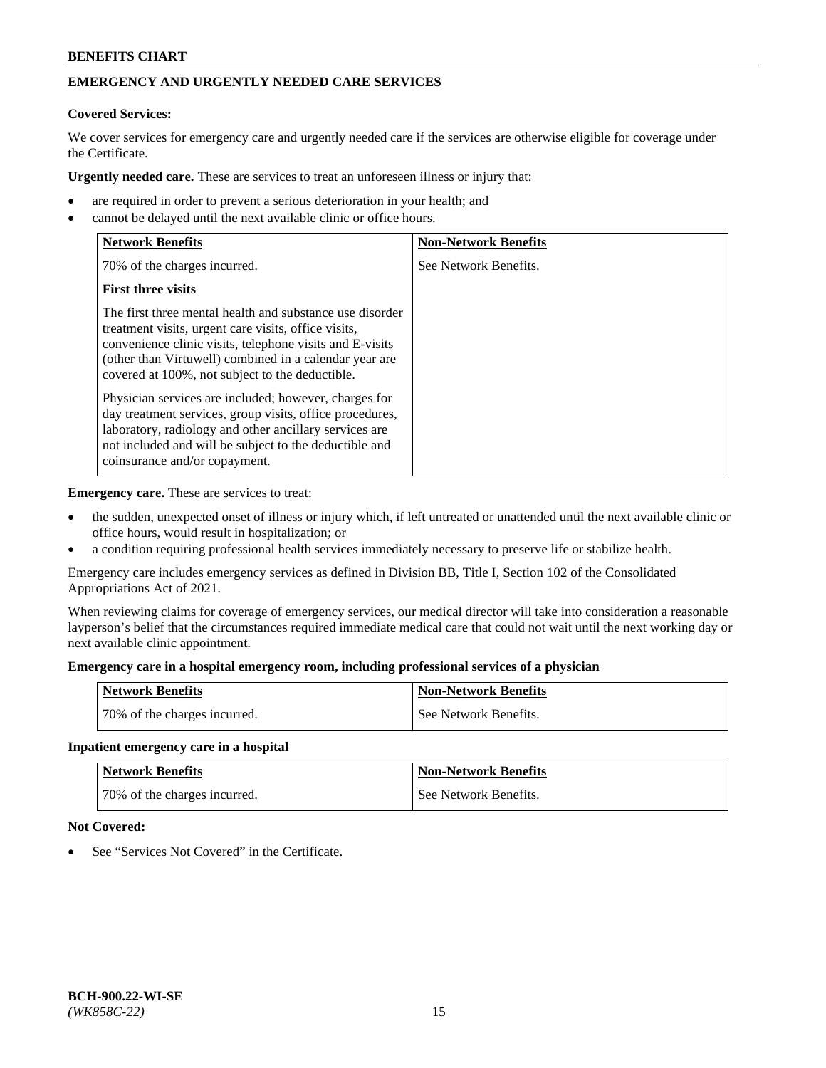## EMERGENCY AND URGENTLY NEEDED CARE SERVICES

**Covered Services:**

We cover services for emergency care and urgently needed care if the services are otherwise eligible for coverage under the Certificate.

**Urgently needed care.** These are services to treat an unforeseen illness or injury that:

- are required in order to prevent a serious deterioration in your health; and
- cannot be delayed until the next available clinic or office hours.

| Network Benefits | Non-Network Benefits |
|---|---|
| 70% of the charges incurred.<br><br>**First three visits**<br><br>The first three mental health and substance use disorder treatment visits, urgent care visits, office visits, convenience clinic visits, telephone visits and E-visits (other than Virtuwell) combined in a calendar year are covered at 100%, not subject to the deductible.<br><br>Physician services are included; however, charges for day treatment services, group visits, office procedures, laboratory, radiology and other ancillary services are not included and will be subject to the deductible and coinsurance and/or copayment. | See Network Benefits. |

**Emergency care.** These are services to treat:

- the sudden, unexpected onset of illness or injury which, if left untreated or unattended until the next available clinic or office hours, would result in hospitalization; or
- a condition requiring professional health services immediately necessary to preserve life or stabilize health.

Emergency care includes emergency services as defined in Division BB, Title I, Section 102 of the Consolidated Appropriations Act of 2021.

When reviewing claims for coverage of emergency services, our medical director will take into consideration a reasonable layperson's belief that the circumstances required immediate medical care that could not wait until the next working day or next available clinic appointment.

**Emergency care in a hospital emergency room, including professional services of a physician**

| Network Benefits | Non-Network Benefits |
|---|---|
| 70% of the charges incurred. | See Network Benefits. |

**Inpatient emergency care in a hospital**

| Network Benefits | Non-Network Benefits |
|---|---|
| 70% of the charges incurred. | See Network Benefits. |

**Not Covered:**

- See "Services Not Covered" in the Certificate.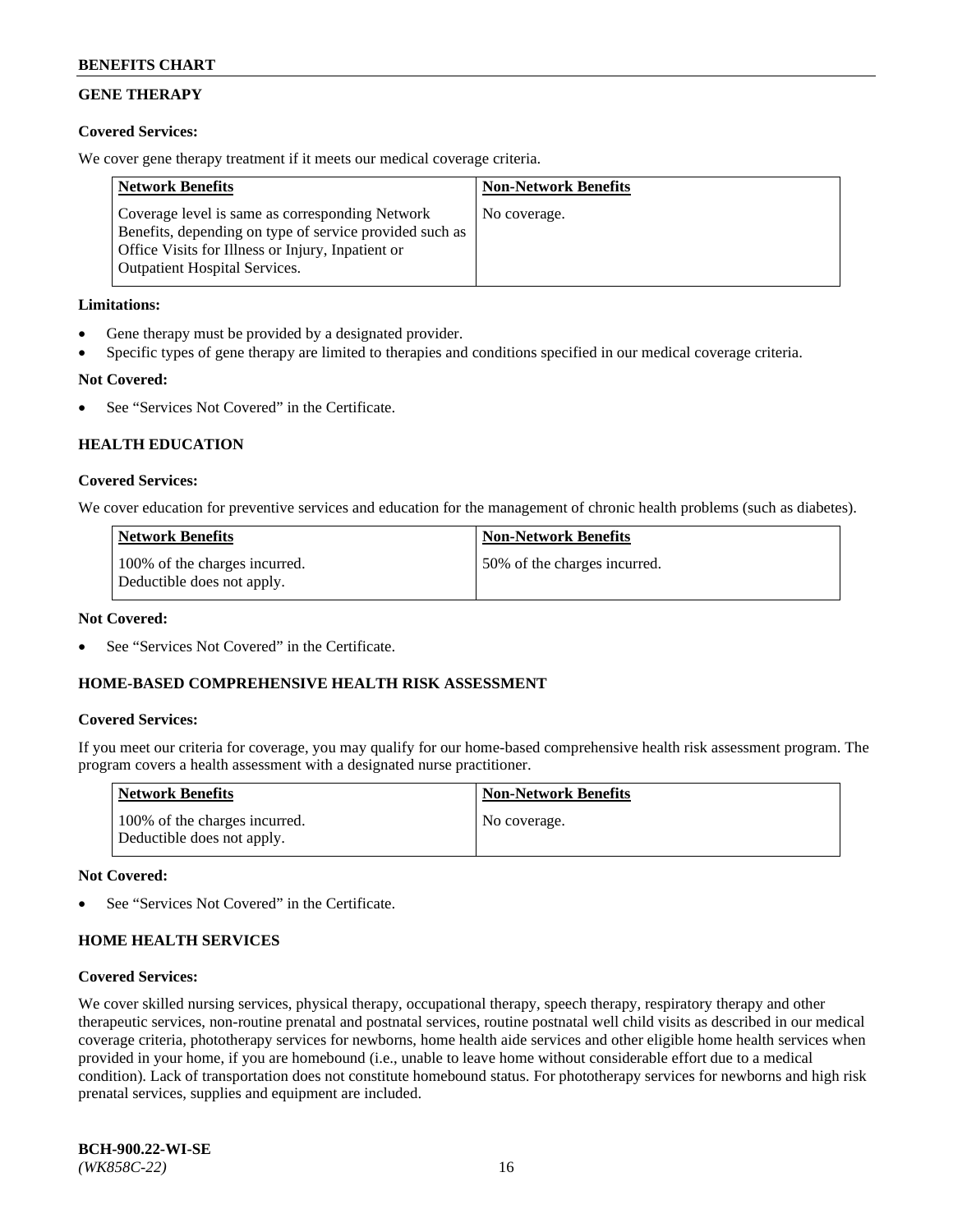## GENE THERAPY

**Covered Services:**

We cover gene therapy treatment if it meets our medical coverage criteria.

| Network Benefits | Non-Network Benefits |
|---|---|
| Coverage level is same as corresponding Network Benefits, depending on type of service provided such as Office Visits for Illness or Injury, Inpatient or Outpatient Hospital Services. | No coverage. |

**Limitations:**

- Gene therapy must be provided by a designated provider.
- Specific types of gene therapy are limited to therapies and conditions specified in our medical coverage criteria.

**Not Covered:**

- See "Services Not Covered" in the Certificate.

## HEALTH EDUCATION

**Covered Services:**

We cover education for preventive services and education for the management of chronic health problems (such as diabetes).

| Network Benefits | Non-Network Benefits |
|---|---|
| 100% of the charges incurred. Deductible does not apply. | 50% of the charges incurred. |

**Not Covered:**

- See "Services Not Covered" in the Certificate.

## HOME-BASED COMPREHENSIVE HEALTH RISK ASSESSMENT

**Covered Services:**

If you meet our criteria for coverage, you may qualify for our home-based comprehensive health risk assessment program. The program covers a health assessment with a designated nurse practitioner.

| Network Benefits | Non-Network Benefits |
|---|---|
| 100% of the charges incurred. Deductible does not apply. | No coverage. |

**Not Covered:**

- See "Services Not Covered" in the Certificate.

## HOME HEALTH SERVICES

**Covered Services:**

We cover skilled nursing services, physical therapy, occupational therapy, speech therapy, respiratory therapy and other therapeutic services, non-routine prenatal and postnatal services, routine postnatal well child visits as described in our medical coverage criteria, phototherapy services for newborns, home health aide services and other eligible home health services when provided in your home, if you are homebound (i.e., unable to leave home without considerable effort due to a medical condition). Lack of transportation does not constitute homebound status. For phototherapy services for newborns and high risk prenatal services, supplies and equipment are included.

**BCH-900.22-WI-SE**
*(WK858C-22)*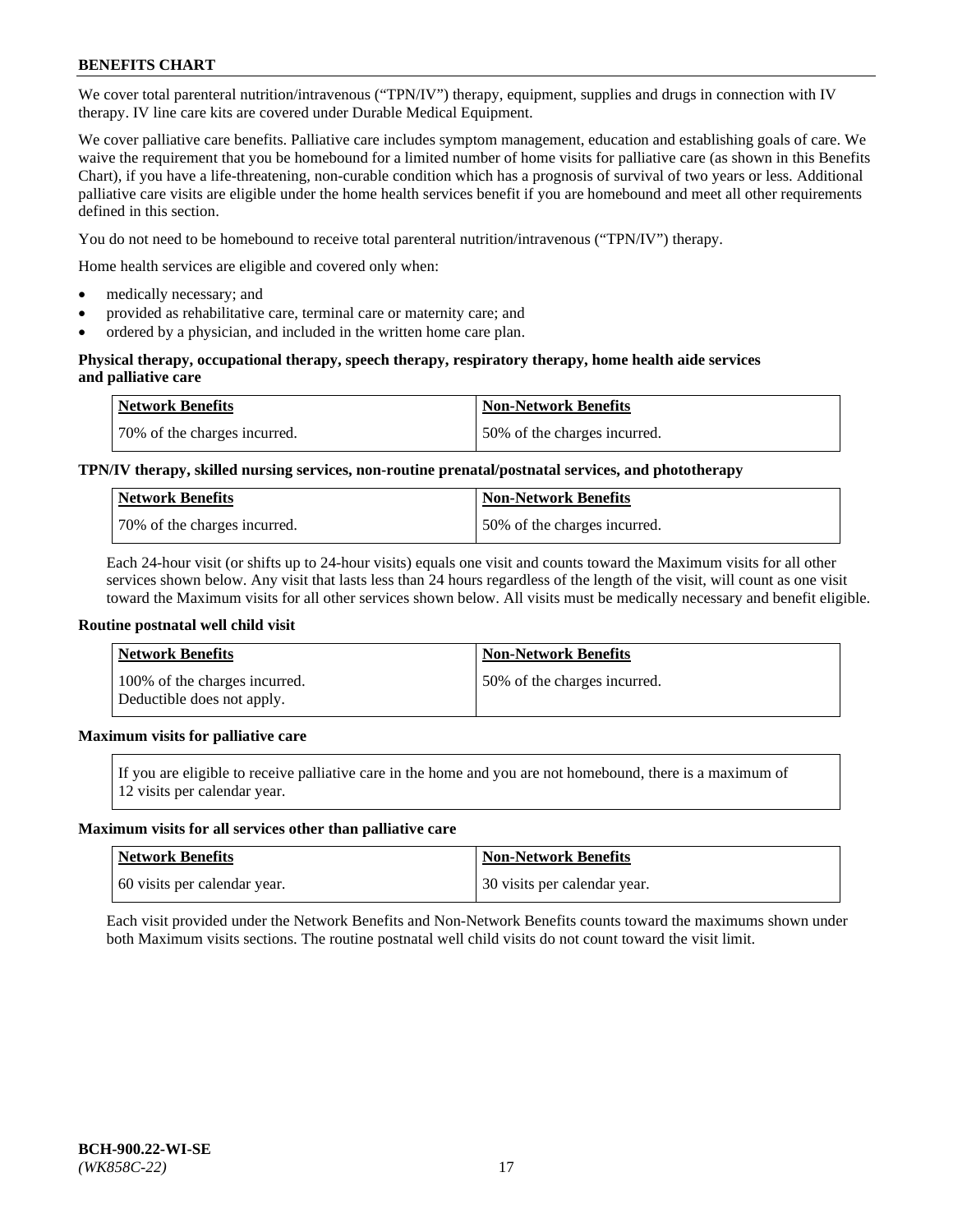We cover total parenteral nutrition/intravenous ("TPN/IV") therapy, equipment, supplies and drugs in connection with IV therapy. IV line care kits are covered under Durable Medical Equipment.

We cover palliative care benefits. Palliative care includes symptom management, education and establishing goals of care. We waive the requirement that you be homebound for a limited number of home visits for palliative care (as shown in this Benefits Chart), if you have a life-threatening, non-curable condition which has a prognosis of survival of two years or less. Additional palliative care visits are eligible under the home health services benefit if you are homebound and meet all other requirements defined in this section.

You do not need to be homebound to receive total parenteral nutrition/intravenous ("TPN/IV") therapy.

Home health services are eligible and covered only when:

- medically necessary; and
- provided as rehabilitative care, terminal care or maternity care; and
- ordered by a physician, and included in the written home care plan.

**Physical therapy, occupational therapy, speech therapy, respiratory therapy, home health aide services and palliative care**

| Network Benefits | Non-Network Benefits |
|---|---|
| 70% of the charges incurred. | 50% of the charges incurred. |

**TPN/IV therapy, skilled nursing services, non-routine prenatal/postnatal services, and phototherapy**

| Network Benefits | Non-Network Benefits |
|---|---|
| 70% of the charges incurred. | 50% of the charges incurred. |

Each 24-hour visit (or shifts up to 24-hour visits) equals one visit and counts toward the Maximum visits for all other services shown below. Any visit that lasts less than 24 hours regardless of the length of the visit, will count as one visit toward the Maximum visits for all other services shown below. All visits must be medically necessary and benefit eligible.

**Routine postnatal well child visit**

| Network Benefits | Non-Network Benefits |
|---|---|
| 100% of the charges incurred. Deductible does not apply. | 50% of the charges incurred. |

**Maximum visits for palliative care**

If you are eligible to receive palliative care in the home and you are not homebound, there is a maximum of 12 visits per calendar year.

**Maximum visits for all services other than palliative care**

| Network Benefits | Non-Network Benefits |
|---|---|
| 60 visits per calendar year. | 30 visits per calendar year. |

Each visit provided under the Network Benefits and Non-Network Benefits counts toward the maximums shown under both Maximum visits sections. The routine postnatal well child visits do not count toward the visit limit.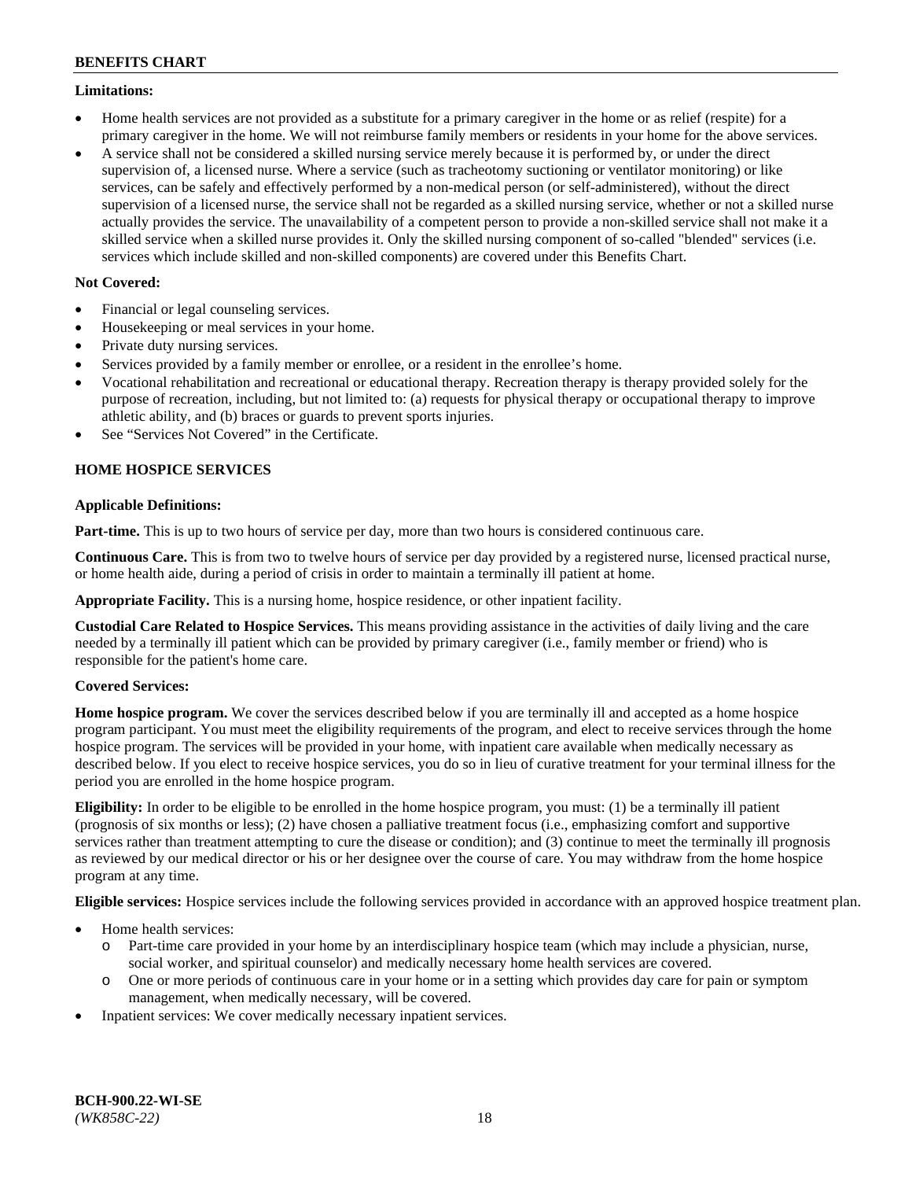**Limitations:**

- Home health services are not provided as a substitute for a primary caregiver in the home or as relief (respite) for a primary caregiver in the home. We will not reimburse family members or residents in your home for the above services.
- A service shall not be considered a skilled nursing service merely because it is performed by, or under the direct supervision of, a licensed nurse. Where a service (such as tracheotomy suctioning or ventilator monitoring) or like services, can be safely and effectively performed by a non-medical person (or self-administered), without the direct supervision of a licensed nurse, the service shall not be regarded as a skilled nursing service, whether or not a skilled nurse actually provides the service. The unavailability of a competent person to provide a non-skilled service shall not make it a skilled service when a skilled nurse provides it. Only the skilled nursing component of so-called "blended" services (i.e. services which include skilled and non-skilled components) are covered under this Benefits Chart.

**Not Covered:**

- Financial or legal counseling services.
- Housekeeping or meal services in your home.
- Private duty nursing services.
- Services provided by a family member or enrollee, or a resident in the enrollee's home.
- Vocational rehabilitation and recreational or educational therapy. Recreation therapy is therapy provided solely for the purpose of recreation, including, but not limited to: (a) requests for physical therapy or occupational therapy to improve athletic ability, and (b) braces or guards to prevent sports injuries.
- See "Services Not Covered" in the Certificate.

### HOME HOSPICE SERVICES

**Applicable Definitions:**

**Part-time.** This is up to two hours of service per day, more than two hours is considered continuous care.

**Continuous Care.** This is from two to twelve hours of service per day provided by a registered nurse, licensed practical nurse, or home health aide, during a period of crisis in order to maintain a terminally ill patient at home.

**Appropriate Facility.** This is a nursing home, hospice residence, or other inpatient facility.

**Custodial Care Related to Hospice Services.** This means providing assistance in the activities of daily living and the care needed by a terminally ill patient which can be provided by primary caregiver (i.e., family member or friend) who is responsible for the patient's home care.

**Covered Services:**

**Home hospice program.** We cover the services described below if you are terminally ill and accepted as a home hospice program participant. You must meet the eligibility requirements of the program, and elect to receive services through the home hospice program. The services will be provided in your home, with inpatient care available when medically necessary as described below. If you elect to receive hospice services, you do so in lieu of curative treatment for your terminal illness for the period you are enrolled in the home hospice program.

**Eligibility:** In order to be eligible to be enrolled in the home hospice program, you must: (1) be a terminally ill patient (prognosis of six months or less); (2) have chosen a palliative treatment focus (i.e., emphasizing comfort and supportive services rather than treatment attempting to cure the disease or condition); and (3) continue to meet the terminally ill prognosis as reviewed by our medical director or his or her designee over the course of care. You may withdraw from the home hospice program at any time.

**Eligible services:** Hospice services include the following services provided in accordance with an approved hospice treatment plan.

- Home health services:
  - Part-time care provided in your home by an interdisciplinary hospice team (which may include a physician, nurse, social worker, and spiritual counselor) and medically necessary home health services are covered.
  - One or more periods of continuous care in your home or in a setting which provides day care for pain or symptom management, when medically necessary, will be covered.
- Inpatient services: We cover medically necessary inpatient services.

**BCH-900.22-WI-SE**
*(WK858C-22)*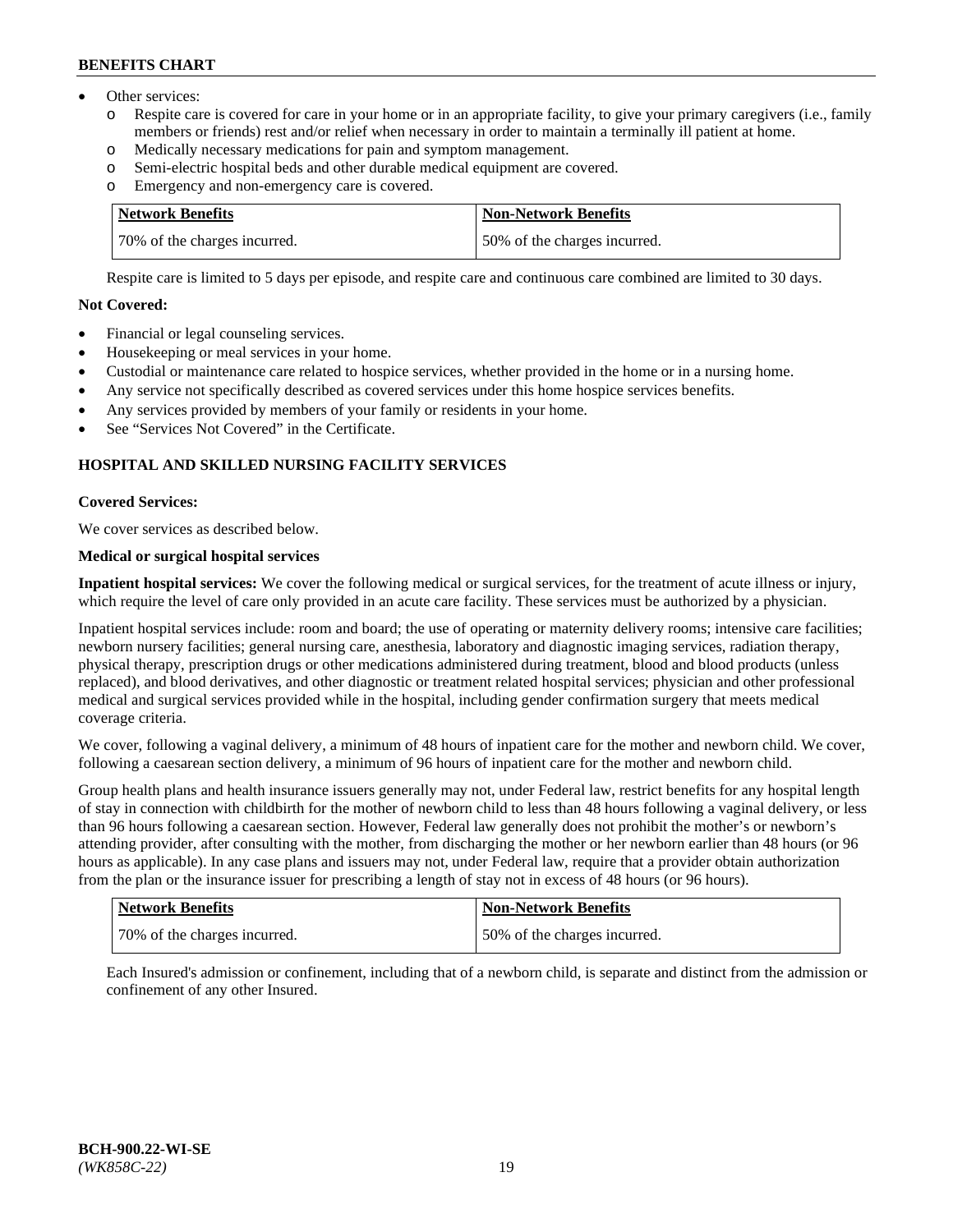- Other services:
  - Respite care is covered for care in your home or in an appropriate facility, to give your primary caregivers (i.e., family members or friends) rest and/or relief when necessary in order to maintain a terminally ill patient at home.
  - Medically necessary medications for pain and symptom management.
  - Semi-electric hospital beds and other durable medical equipment are covered.
  - Emergency and non-emergency care is covered.

| Network Benefits | Non-Network Benefits |
|---|---|
| 70% of the charges incurred. | 50% of the charges incurred. |

Respite care is limited to 5 days per episode, and respite care and continuous care combined are limited to 30 days.

**Not Covered:**

- Financial or legal counseling services.
- Housekeeping or meal services in your home.
- Custodial or maintenance care related to hospice services, whether provided in the home or in a nursing home.
- Any service not specifically described as covered services under this home hospice services benefits.
- Any services provided by members of your family or residents in your home.
- See "Services Not Covered" in the Certificate.

### HOSPITAL AND SKILLED NURSING FACILITY SERVICES

**Covered Services:**

We cover services as described below.

**Medical or surgical hospital services**

**Inpatient hospital services:** We cover the following medical or surgical services, for the treatment of acute illness or injury, which require the level of care only provided in an acute care facility. These services must be authorized by a physician.

Inpatient hospital services include: room and board; the use of operating or maternity delivery rooms; intensive care facilities; newborn nursery facilities; general nursing care, anesthesia, laboratory and diagnostic imaging services, radiation therapy, physical therapy, prescription drugs or other medications administered during treatment, blood and blood products (unless replaced), and blood derivatives, and other diagnostic or treatment related hospital services; physician and other professional medical and surgical services provided while in the hospital, including gender confirmation surgery that meets medical coverage criteria.

We cover, following a vaginal delivery, a minimum of 48 hours of inpatient care for the mother and newborn child. We cover, following a caesarean section delivery, a minimum of 96 hours of inpatient care for the mother and newborn child.

Group health plans and health insurance issuers generally may not, under Federal law, restrict benefits for any hospital length of stay in connection with childbirth for the mother of newborn child to less than 48 hours following a vaginal delivery, or less than 96 hours following a caesarean section. However, Federal law generally does not prohibit the mother's or newborn's attending provider, after consulting with the mother, from discharging the mother or her newborn earlier than 48 hours (or 96 hours as applicable). In any case plans and issuers may not, under Federal law, require that a provider obtain authorization from the plan or the insurance issuer for prescribing a length of stay not in excess of 48 hours (or 96 hours).

| Network Benefits | Non-Network Benefits |
|---|---|
| 70% of the charges incurred. | 50% of the charges incurred. |

Each Insured's admission or confinement, including that of a newborn child, is separate and distinct from the admission or confinement of any other Insured.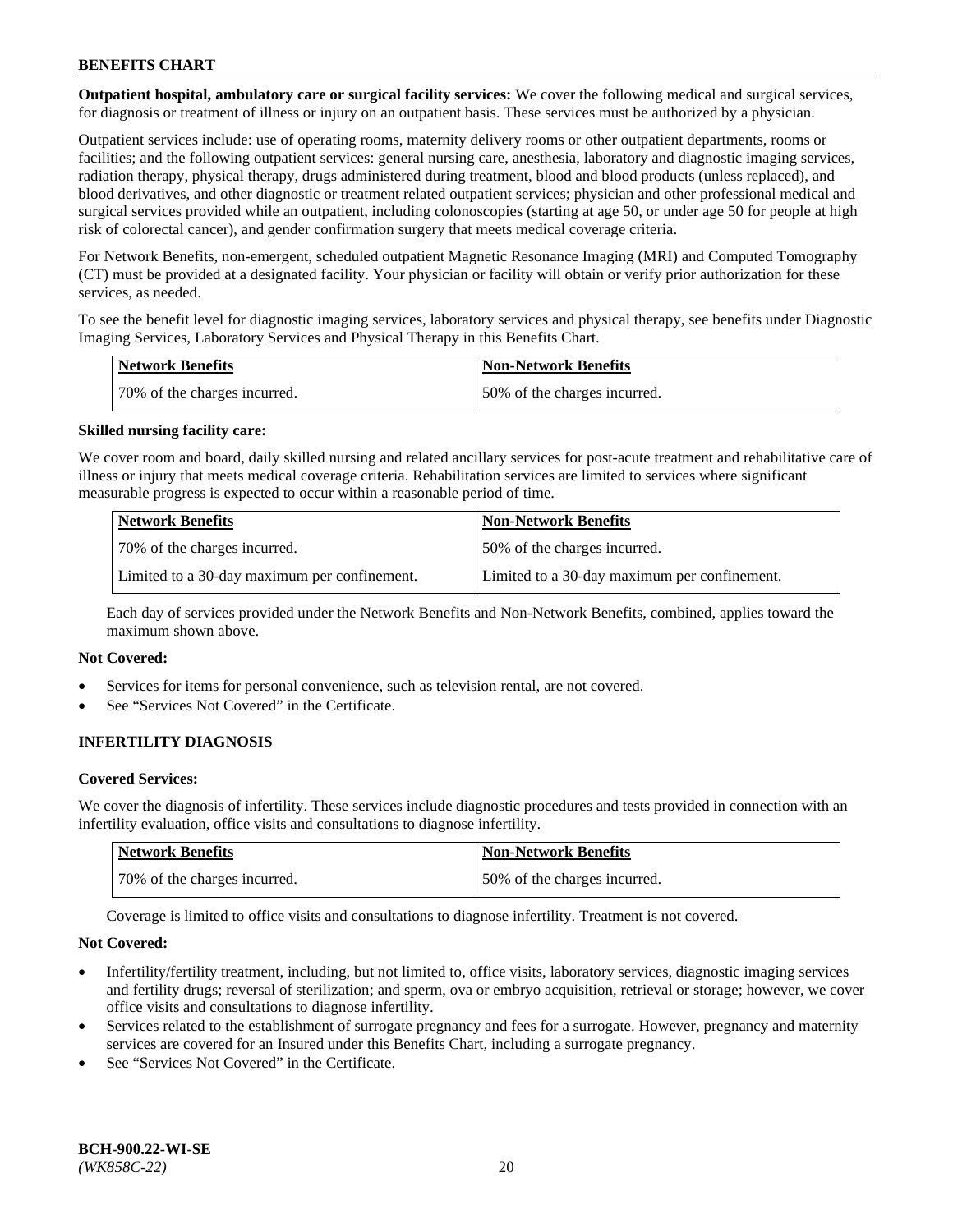**Outpatient hospital, ambulatory care or surgical facility services:** We cover the following medical and surgical services, for diagnosis or treatment of illness or injury on an outpatient basis. These services must be authorized by a physician.

Outpatient services include: use of operating rooms, maternity delivery rooms or other outpatient departments, rooms or facilities; and the following outpatient services: general nursing care, anesthesia, laboratory and diagnostic imaging services, radiation therapy, physical therapy, drugs administered during treatment, blood and blood products (unless replaced), and blood derivatives, and other diagnostic or treatment related outpatient services; physician and other professional medical and surgical services provided while an outpatient, including colonoscopies (starting at age 50, or under age 50 for people at high risk of colorectal cancer), and gender confirmation surgery that meets medical coverage criteria.

For Network Benefits, non-emergent, scheduled outpatient Magnetic Resonance Imaging (MRI) and Computed Tomography (CT) must be provided at a designated facility. Your physician or facility will obtain or verify prior authorization for these services, as needed.

To see the benefit level for diagnostic imaging services, laboratory services and physical therapy, see benefits under Diagnostic Imaging Services, Laboratory Services and Physical Therapy in this Benefits Chart.

| Network Benefits | Non-Network Benefits |
|---|---|
| 70% of the charges incurred. | 50% of the charges incurred. |

**Skilled nursing facility care:**

We cover room and board, daily skilled nursing and related ancillary services for post-acute treatment and rehabilitative care of illness or injury that meets medical coverage criteria. Rehabilitation services are limited to services where significant measurable progress is expected to occur within a reasonable period of time.

| Network Benefits | Non-Network Benefits |
|---|---|
| 70% of the charges incurred. | 50% of the charges incurred. |
| Limited to a 30-day maximum per confinement. | Limited to a 30-day maximum per confinement. |

Each day of services provided under the Network Benefits and Non-Network Benefits, combined, applies toward the maximum shown above.

**Not Covered:**

- Services for items for personal convenience, such as television rental, are not covered.
- See "Services Not Covered" in the Certificate.

## INFERTILITY DIAGNOSIS

**Covered Services:**

We cover the diagnosis of infertility. These services include diagnostic procedures and tests provided in connection with an infertility evaluation, office visits and consultations to diagnose infertility.

| Network Benefits | Non-Network Benefits |
|---|---|
| 70% of the charges incurred. | 50% of the charges incurred. |

Coverage is limited to office visits and consultations to diagnose infertility. Treatment is not covered.

**Not Covered:**

- Infertility/fertility treatment, including, but not limited to, office visits, laboratory services, diagnostic imaging services and fertility drugs; reversal of sterilization; and sperm, ova or embryo acquisition, retrieval or storage; however, we cover office visits and consultations to diagnose infertility.
- Services related to the establishment of surrogate pregnancy and fees for a surrogate. However, pregnancy and maternity services are covered for an Insured under this Benefits Chart, including a surrogate pregnancy.
- See "Services Not Covered" in the Certificate.

**BCH-900.22-WI-SE**
*(WK858C-22)*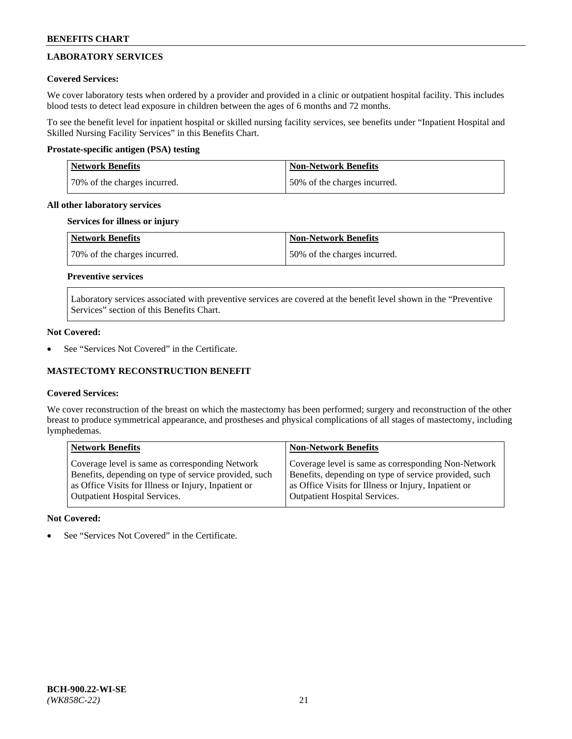## LABORATORY SERVICES

**Covered Services:**

We cover laboratory tests when ordered by a provider and provided in a clinic or outpatient hospital facility. This includes blood tests to detect lead exposure in children between the ages of 6 months and 72 months.

To see the benefit level for inpatient hospital or skilled nursing facility services, see benefits under "Inpatient Hospital and Skilled Nursing Facility Services" in this Benefits Chart.

**Prostate-specific antigen (PSA) testing**

| Network Benefits | Non-Network Benefits |
|---|---|
| 70% of the charges incurred. | 50% of the charges incurred. |

**All other laboratory services**

**Services for illness or injury**

| Network Benefits | Non-Network Benefits |
|---|---|
| 70% of the charges incurred. | 50% of the charges incurred. |

**Preventive services**

| |
|---|
| Laboratory services associated with preventive services are covered at the benefit level shown in the "Preventive Services" section of this Benefits Chart. |

**Not Covered:**

- See "Services Not Covered" in the Certificate.

## MASTECTOMY RECONSTRUCTION BENEFIT

**Covered Services:**

We cover reconstruction of the breast on which the mastectomy has been performed; surgery and reconstruction of the other breast to produce symmetrical appearance, and prostheses and physical complications of all stages of mastectomy, including lymphedemas.

| Network Benefits | Non-Network Benefits |
|---|---|
| Coverage level is same as corresponding Network Benefits, depending on type of service provided, such as Office Visits for Illness or Injury, Inpatient or Outpatient Hospital Services. | Coverage level is same as corresponding Non-Network Benefits, depending on type of service provided, such as Office Visits for Illness or Injury, Inpatient or Outpatient Hospital Services. |

**Not Covered:**

- See "Services Not Covered" in the Certificate.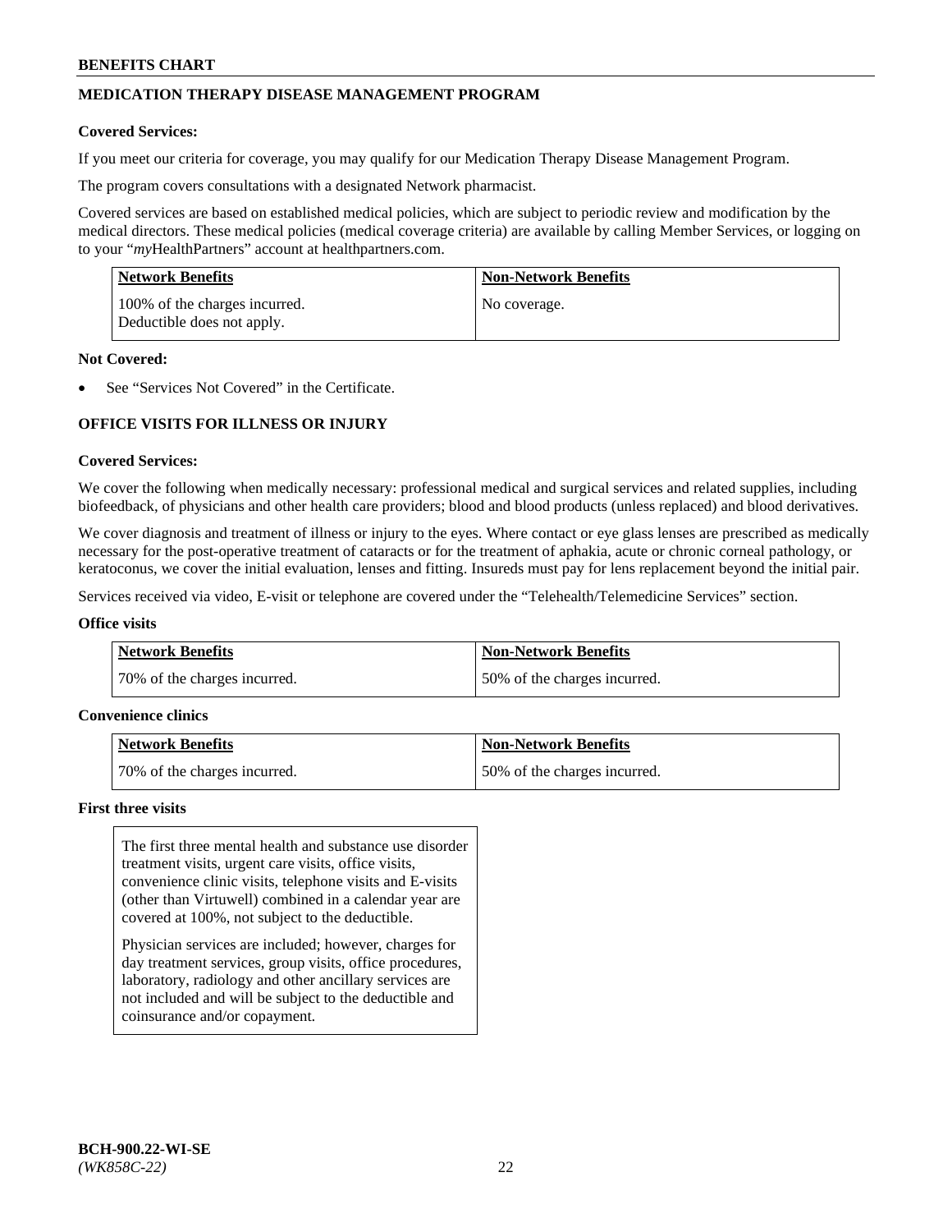## MEDICATION THERAPY DISEASE MANAGEMENT PROGRAM

**Covered Services:**

If you meet our criteria for coverage, you may qualify for our Medication Therapy Disease Management Program.

The program covers consultations with a designated Network pharmacist.

Covered services are based on established medical policies, which are subject to periodic review and modification by the medical directors. These medical policies (medical coverage criteria) are available by calling Member Services, or logging on to your "*my*HealthPartners" account at healthpartners.com.

| Network Benefits | Non-Network Benefits |
|---|---|
| 100% of the charges incurred. Deductible does not apply. | No coverage. |

**Not Covered:**

- See "Services Not Covered" in the Certificate.

## OFFICE VISITS FOR ILLNESS OR INJURY

**Covered Services:**

We cover the following when medically necessary: professional medical and surgical services and related supplies, including biofeedback, of physicians and other health care providers; blood and blood products (unless replaced) and blood derivatives.

We cover diagnosis and treatment of illness or injury to the eyes. Where contact or eye glass lenses are prescribed as medically necessary for the post-operative treatment of cataracts or for the treatment of aphakia, acute or chronic corneal pathology, or keratoconus, we cover the initial evaluation, lenses and fitting. Insureds must pay for lens replacement beyond the initial pair.

Services received via video, E-visit or telephone are covered under the "Telehealth/Telemedicine Services" section.

**Office visits**

| Network Benefits | Non-Network Benefits |
|---|---|
| 70% of the charges incurred. | 50% of the charges incurred. |

**Convenience clinics**

| Network Benefits | Non-Network Benefits |
|---|---|
| 70% of the charges incurred. | 50% of the charges incurred. |

**First three visits**

The first three mental health and substance use disorder treatment visits, urgent care visits, office visits, convenience clinic visits, telephone visits and E-visits (other than Virtuwell) combined in a calendar year are covered at 100%, not subject to the deductible.

Physician services are included; however, charges for day treatment services, group visits, office procedures, laboratory, radiology and other ancillary services are not included and will be subject to the deductible and coinsurance and/or copayment.

**BCH-900.22-WI-SE**
*(WK858C-22)*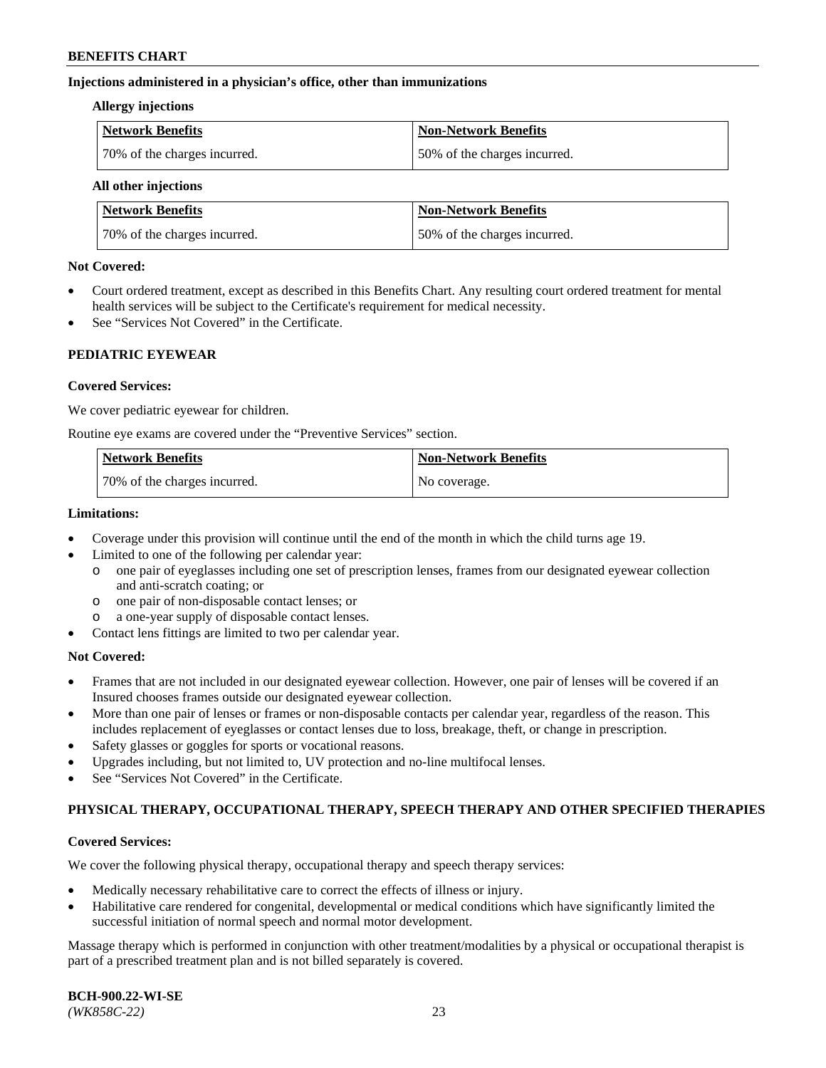**Injections administered in a physician's office, other than immunizations**

**Allergy injections**

| Network Benefits | Non-Network Benefits |
|---|---|
| 70% of the charges incurred. | 50% of the charges incurred. |

**All other injections**

| Network Benefits | Non-Network Benefits |
|---|---|
| 70% of the charges incurred. | 50% of the charges incurred. |

**Not Covered:**

- Court ordered treatment, except as described in this Benefits Chart. Any resulting court ordered treatment for mental health services will be subject to the Certificate's requirement for medical necessity.
- See "Services Not Covered" in the Certificate.

## PEDIATRIC EYEWEAR

**Covered Services:**

We cover pediatric eyewear for children.

Routine eye exams are covered under the "Preventive Services" section.

| Network Benefits | Non-Network Benefits |
|---|---|
| 70% of the charges incurred. | No coverage. |

**Limitations:**

- Coverage under this provision will continue until the end of the month in which the child turns age 19.
- Limited to one of the following per calendar year:
  - one pair of eyeglasses including one set of prescription lenses, frames from our designated eyewear collection and anti-scratch coating; or
  - one pair of non-disposable contact lenses; or
  - a one-year supply of disposable contact lenses.
- Contact lens fittings are limited to two per calendar year.

**Not Covered:**

- Frames that are not included in our designated eyewear collection. However, one pair of lenses will be covered if an Insured chooses frames outside our designated eyewear collection.
- More than one pair of lenses or frames or non-disposable contacts per calendar year, regardless of the reason. This includes replacement of eyeglasses or contact lenses due to loss, breakage, theft, or change in prescription.
- Safety glasses or goggles for sports or vocational reasons.
- Upgrades including, but not limited to, UV protection and no-line multifocal lenses.
- See "Services Not Covered" in the Certificate.

## PHYSICAL THERAPY, OCCUPATIONAL THERAPY, SPEECH THERAPY AND OTHER SPECIFIED THERAPIES

**Covered Services:**

We cover the following physical therapy, occupational therapy and speech therapy services:

- Medically necessary rehabilitative care to correct the effects of illness or injury.
- Habilitative care rendered for congenital, developmental or medical conditions which have significantly limited the successful initiation of normal speech and normal motor development.

Massage therapy which is performed in conjunction with other treatment/modalities by a physical or occupational therapist is part of a prescribed treatment plan and is not billed separately is covered.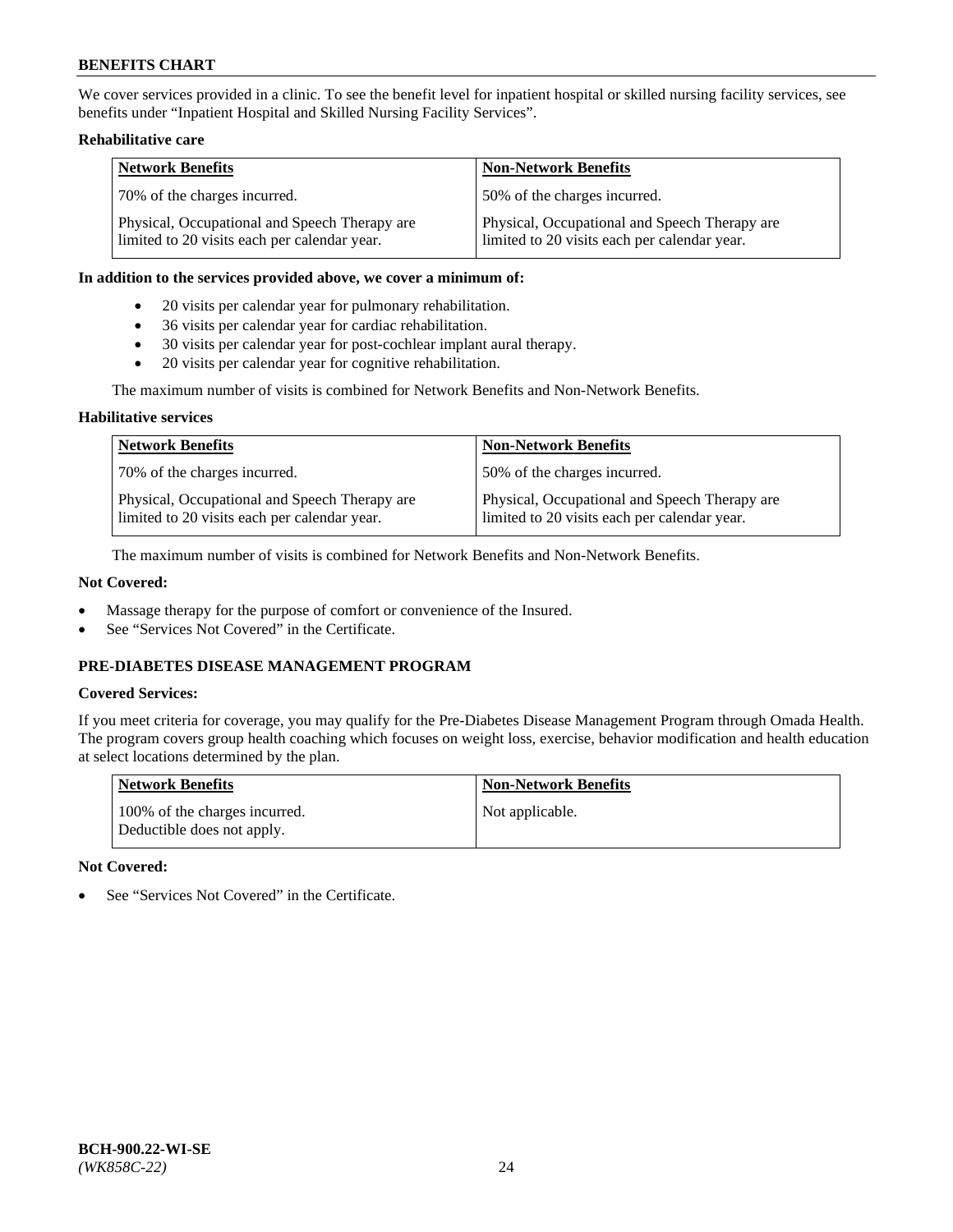We cover services provided in a clinic. To see the benefit level for inpatient hospital or skilled nursing facility services, see benefits under "Inpatient Hospital and Skilled Nursing Facility Services".

**Rehabilitative care**

| Network Benefits | Non-Network Benefits |
|---|---|
| 70% of the charges incurred. | 50% of the charges incurred. |
| Physical, Occupational and Speech Therapy are limited to 20 visits each per calendar year. | Physical, Occupational and Speech Therapy are limited to 20 visits each per calendar year. |

**In addition to the services provided above, we cover a minimum of:**

- 20 visits per calendar year for pulmonary rehabilitation.
- 36 visits per calendar year for cardiac rehabilitation.
- 30 visits per calendar year for post-cochlear implant aural therapy.
- 20 visits per calendar year for cognitive rehabilitation.

The maximum number of visits is combined for Network Benefits and Non-Network Benefits.

**Habilitative services**

| Network Benefits | Non-Network Benefits |
|---|---|
| 70% of the charges incurred. | 50% of the charges incurred. |
| Physical, Occupational and Speech Therapy are limited to 20 visits each per calendar year. | Physical, Occupational and Speech Therapy are limited to 20 visits each per calendar year. |

The maximum number of visits is combined for Network Benefits and Non-Network Benefits.

**Not Covered:**

- Massage therapy for the purpose of comfort or convenience of the Insured.
- See "Services Not Covered" in the Certificate.

## PRE-DIABETES DISEASE MANAGEMENT PROGRAM

**Covered Services:**

If you meet criteria for coverage, you may qualify for the Pre-Diabetes Disease Management Program through Omada Health. The program covers group health coaching which focuses on weight loss, exercise, behavior modification and health education at select locations determined by the plan.

| Network Benefits | Non-Network Benefits |
|---|---|
| 100% of the charges incurred. Deductible does not apply. | Not applicable. |

**Not Covered:**

- See "Services Not Covered" in the Certificate.

BCH-900.22-WI-SE
*(WK858C-22)*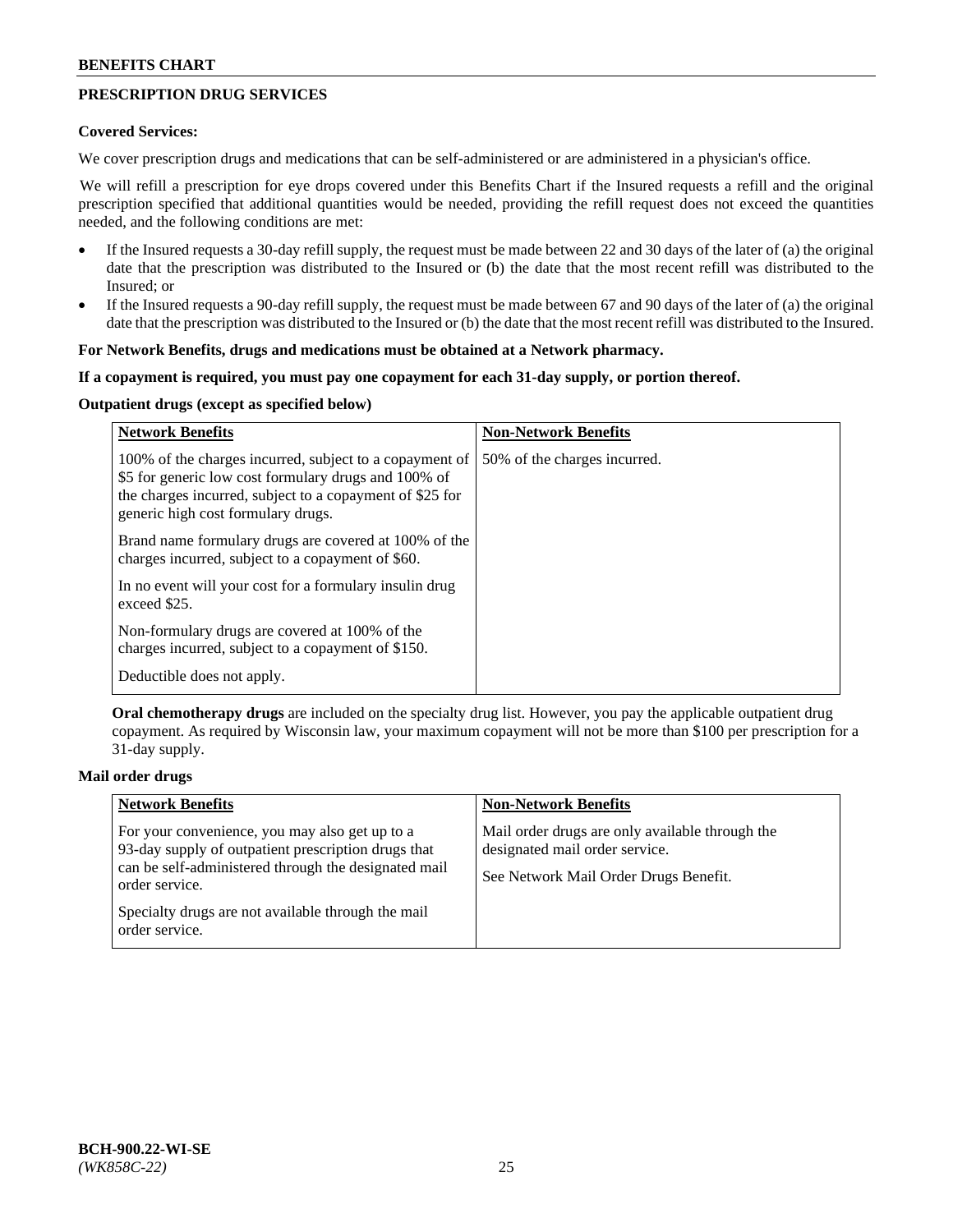## PRESCRIPTION DRUG SERVICES

**Covered Services:**

We cover prescription drugs and medications that can be self-administered or are administered in a physician's office.

We will refill a prescription for eye drops covered under this Benefits Chart if the Insured requests a refill and the original prescription specified that additional quantities would be needed, providing the refill request does not exceed the quantities needed, and the following conditions are met:

- If the Insured requests a 30-day refill supply, the request must be made between 22 and 30 days of the later of (a) the original date that the prescription was distributed to the Insured or (b) the date that the most recent refill was distributed to the Insured; or
- If the Insured requests a 90-day refill supply, the request must be made between 67 and 90 days of the later of (a) the original date that the prescription was distributed to the Insured or (b) the date that the most recent refill was distributed to the Insured.

**For Network Benefits, drugs and medications must be obtained at a Network pharmacy.**

**If a copayment is required, you must pay one copayment for each 31-day supply, or portion thereof.**

**Outpatient drugs (except as specified below)**

| Network Benefits | Non-Network Benefits |
|---|---|
| 100% of the charges incurred, subject to a copayment of $5 for generic low cost formulary drugs and 100% of the charges incurred, subject to a copayment of $25 for generic high cost formulary drugs.<br><br>Brand name formulary drugs are covered at 100% of the charges incurred, subject to a copayment of $60.<br><br>In no event will your cost for a formulary insulin drug exceed $25.<br><br>Non-formulary drugs are covered at 100% of the charges incurred, subject to a copayment of $150.<br><br>Deductible does not apply. | 50% of the charges incurred. |

**Oral chemotherapy drugs** are included on the specialty drug list. However, you pay the applicable outpatient drug copayment. As required by Wisconsin law, your maximum copayment will not be more than $100 per prescription for a 31-day supply.

**Mail order drugs**

| Network Benefits | Non-Network Benefits |
|---|---|
| For your convenience, you may also get up to a 93-day supply of outpatient prescription drugs that can be self-administered through the designated mail order service.<br><br>Specialty drugs are not available through the mail order service. | Mail order drugs are only available through the designated mail order service.<br><br>See Network Mail Order Drugs Benefit. |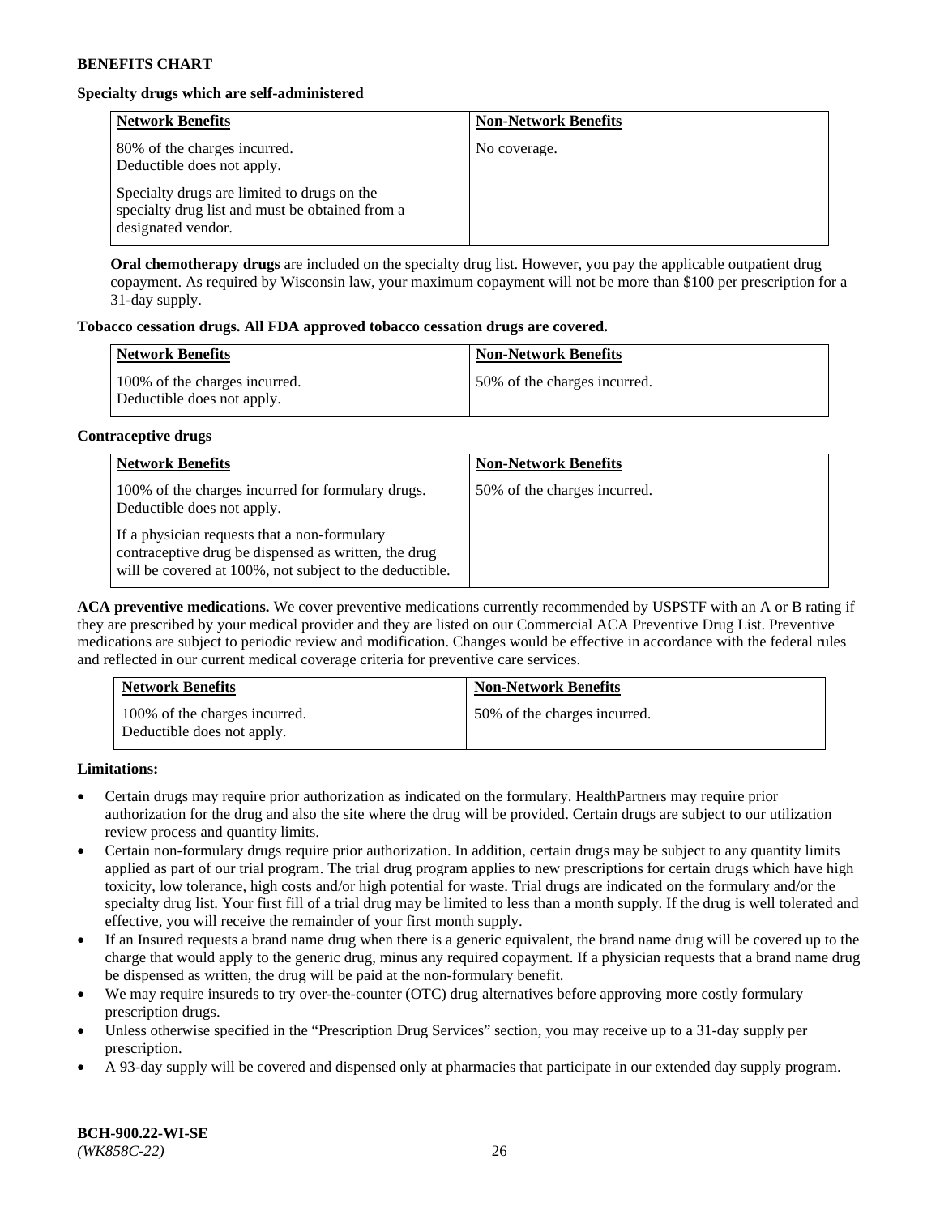**Specialty drugs which are self-administered**

| Network Benefits | Non-Network Benefits |
| --- | --- |
| 80% of the charges incurred. Deductible does not apply.<br><br>Specialty drugs are limited to drugs on the specialty drug list and must be obtained from a designated vendor. | No coverage. |

**Oral chemotherapy drugs** are included on the specialty drug list. However, you pay the applicable outpatient drug copayment. As required by Wisconsin law, your maximum copayment will not be more than $100 per prescription for a 31-day supply.

**Tobacco cessation drugs. All FDA approved tobacco cessation drugs are covered.**

| Network Benefits | Non-Network Benefits |
| --- | --- |
| 100% of the charges incurred. Deductible does not apply. | 50% of the charges incurred. |

**Contraceptive drugs**

| Network Benefits | Non-Network Benefits |
| --- | --- |
| 100% of the charges incurred for formulary drugs. Deductible does not apply.<br><br>If a physician requests that a non-formulary contraceptive drug be dispensed as written, the drug will be covered at 100%, not subject to the deductible. | 50% of the charges incurred. |

**ACA preventive medications.** We cover preventive medications currently recommended by USPSTF with an A or B rating if they are prescribed by your medical provider and they are listed on our Commercial ACA Preventive Drug List. Preventive medications are subject to periodic review and modification. Changes would be effective in accordance with the federal rules and reflected in our current medical coverage criteria for preventive care services.

| Network Benefits | Non-Network Benefits |
| --- | --- |
| 100% of the charges incurred. Deductible does not apply. | 50% of the charges incurred. |

**Limitations:**

- Certain drugs may require prior authorization as indicated on the formulary. HealthPartners may require prior authorization for the drug and also the site where the drug will be provided. Certain drugs are subject to our utilization review process and quantity limits.
- Certain non-formulary drugs require prior authorization. In addition, certain drugs may be subject to any quantity limits applied as part of our trial program. The trial drug program applies to new prescriptions for certain drugs which have high toxicity, low tolerance, high costs and/or high potential for waste. Trial drugs are indicated on the formulary and/or the specialty drug list. Your first fill of a trial drug may be limited to less than a month supply. If the drug is well tolerated and effective, you will receive the remainder of your first month supply.
- If an Insured requests a brand name drug when there is a generic equivalent, the brand name drug will be covered up to the charge that would apply to the generic drug, minus any required copayment. If a physician requests that a brand name drug be dispensed as written, the drug will be paid at the non-formulary benefit.
- We may require insureds to try over-the-counter (OTC) drug alternatives before approving more costly formulary prescription drugs.
- Unless otherwise specified in the "Prescription Drug Services" section, you may receive up to a 31-day supply per prescription.
- A 93-day supply will be covered and dispensed only at pharmacies that participate in our extended day supply program.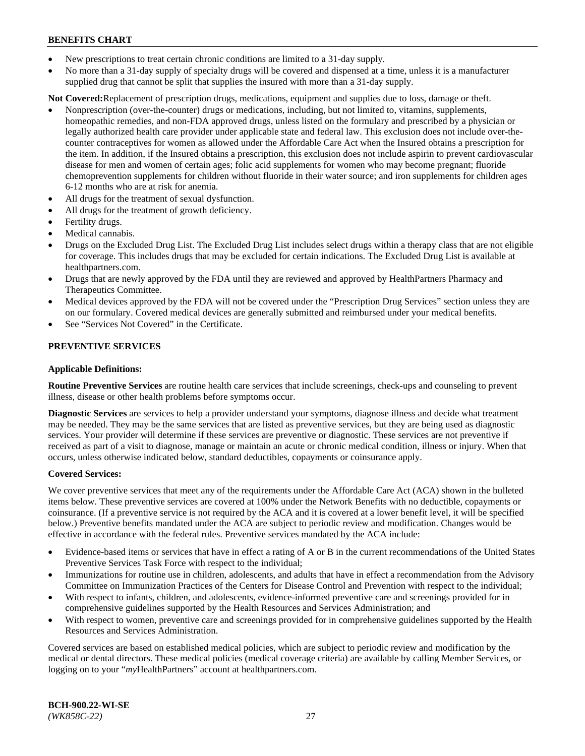- New prescriptions to treat certain chronic conditions are limited to a 31-day supply.
- No more than a 31-day supply of specialty drugs will be covered and dispensed at a time, unless it is a manufacturer supplied drug that cannot be split that supplies the insured with more than a 31-day supply.

**Not Covered:** Replacement of prescription drugs, medications, equipment and supplies due to loss, damage or theft.

- Nonprescription (over-the-counter) drugs or medications, including, but not limited to, vitamins, supplements, homeopathic remedies, and non-FDA approved drugs, unless listed on the formulary and prescribed by a physician or legally authorized health care provider under applicable state and federal law. This exclusion does not include over-the-counter contraceptives for women as allowed under the Affordable Care Act when the Insured obtains a prescription for the item. In addition, if the Insured obtains a prescription, this exclusion does not include aspirin to prevent cardiovascular disease for men and women of certain ages; folic acid supplements for women who may become pregnant; fluoride chemoprevention supplements for children without fluoride in their water source; and iron supplements for children ages 6-12 months who are at risk for anemia.
- All drugs for the treatment of sexual dysfunction.
- All drugs for the treatment of growth deficiency.
- Fertility drugs.
- Medical cannabis.
- Drugs on the Excluded Drug List. The Excluded Drug List includes select drugs within a therapy class that are not eligible for coverage. This includes drugs that may be excluded for certain indications. The Excluded Drug List is available at healthpartners.com.
- Drugs that are newly approved by the FDA until they are reviewed and approved by HealthPartners Pharmacy and Therapeutics Committee.
- Medical devices approved by the FDA will not be covered under the "Prescription Drug Services" section unless they are on our formulary. Covered medical devices are generally submitted and reimbursed under your medical benefits.
- See "Services Not Covered" in the Certificate.

## PREVENTIVE SERVICES

### Applicable Definitions:

**Routine Preventive Services** are routine health care services that include screenings, check-ups and counseling to prevent illness, disease or other health problems before symptoms occur.

**Diagnostic Services** are services to help a provider understand your symptoms, diagnose illness and decide what treatment may be needed. They may be the same services that are listed as preventive services, but they are being used as diagnostic services. Your provider will determine if these services are preventive or diagnostic. These services are not preventive if received as part of a visit to diagnose, manage or maintain an acute or chronic medical condition, illness or injury. When that occurs, unless otherwise indicated below, standard deductibles, copayments or coinsurance apply.

### Covered Services:

We cover preventive services that meet any of the requirements under the Affordable Care Act (ACA) shown in the bulleted items below. These preventive services are covered at 100% under the Network Benefits with no deductible, copayments or coinsurance. (If a preventive service is not required by the ACA and it is covered at a lower benefit level, it will be specified below.) Preventive benefits mandated under the ACA are subject to periodic review and modification. Changes would be effective in accordance with the federal rules. Preventive services mandated by the ACA include:

- Evidence-based items or services that have in effect a rating of A or B in the current recommendations of the United States Preventive Services Task Force with respect to the individual;
- Immunizations for routine use in children, adolescents, and adults that have in effect a recommendation from the Advisory Committee on Immunization Practices of the Centers for Disease Control and Prevention with respect to the individual;
- With respect to infants, children, and adolescents, evidence-informed preventive care and screenings provided for in comprehensive guidelines supported by the Health Resources and Services Administration; and
- With respect to women, preventive care and screenings provided for in comprehensive guidelines supported by the Health Resources and Services Administration.

Covered services are based on established medical policies, which are subject to periodic review and modification by the medical or dental directors. These medical policies (medical coverage criteria) are available by calling Member Services, or logging on to your "*my*HealthPartners" account at healthpartners.com.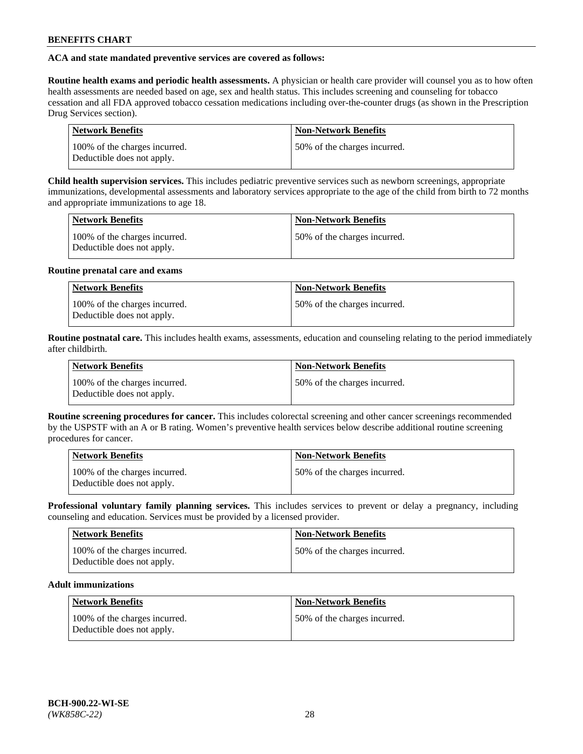**ACA and state mandated preventive services are covered as follows:**

**Routine health exams and periodic health assessments.** A physician or health care provider will counsel you as to how often health assessments are needed based on age, sex and health status. This includes screening and counseling for tobacco cessation and all FDA approved tobacco cessation medications including over-the-counter drugs (as shown in the Prescription Drug Services section).

| Network Benefits | Non-Network Benefits |
|---|---|
| 100% of the charges incurred. Deductible does not apply. | 50% of the charges incurred. |

**Child health supervision services.** This includes pediatric preventive services such as newborn screenings, appropriate immunizations, developmental assessments and laboratory services appropriate to the age of the child from birth to 72 months and appropriate immunizations to age 18.

| Network Benefits | Non-Network Benefits |
|---|---|
| 100% of the charges incurred. Deductible does not apply. | 50% of the charges incurred. |

**Routine prenatal care and exams**

| Network Benefits | Non-Network Benefits |
|---|---|
| 100% of the charges incurred. Deductible does not apply. | 50% of the charges incurred. |

**Routine postnatal care.** This includes health exams, assessments, education and counseling relating to the period immediately after childbirth.

| Network Benefits | Non-Network Benefits |
|---|---|
| 100% of the charges incurred. Deductible does not apply. | 50% of the charges incurred. |

**Routine screening procedures for cancer.** This includes colorectal screening and other cancer screenings recommended by the USPSTF with an A or B rating. Women's preventive health services below describe additional routine screening procedures for cancer.

| Network Benefits | Non-Network Benefits |
|---|---|
| 100% of the charges incurred. Deductible does not apply. | 50% of the charges incurred. |

**Professional voluntary family planning services.** This includes services to prevent or delay a pregnancy, including counseling and education. Services must be provided by a licensed provider.

| Network Benefits | Non-Network Benefits |
|---|---|
| 100% of the charges incurred. Deductible does not apply. | 50% of the charges incurred. |

**Adult immunizations**

| Network Benefits | Non-Network Benefits |
|---|---|
| 100% of the charges incurred. Deductible does not apply. | 50% of the charges incurred. |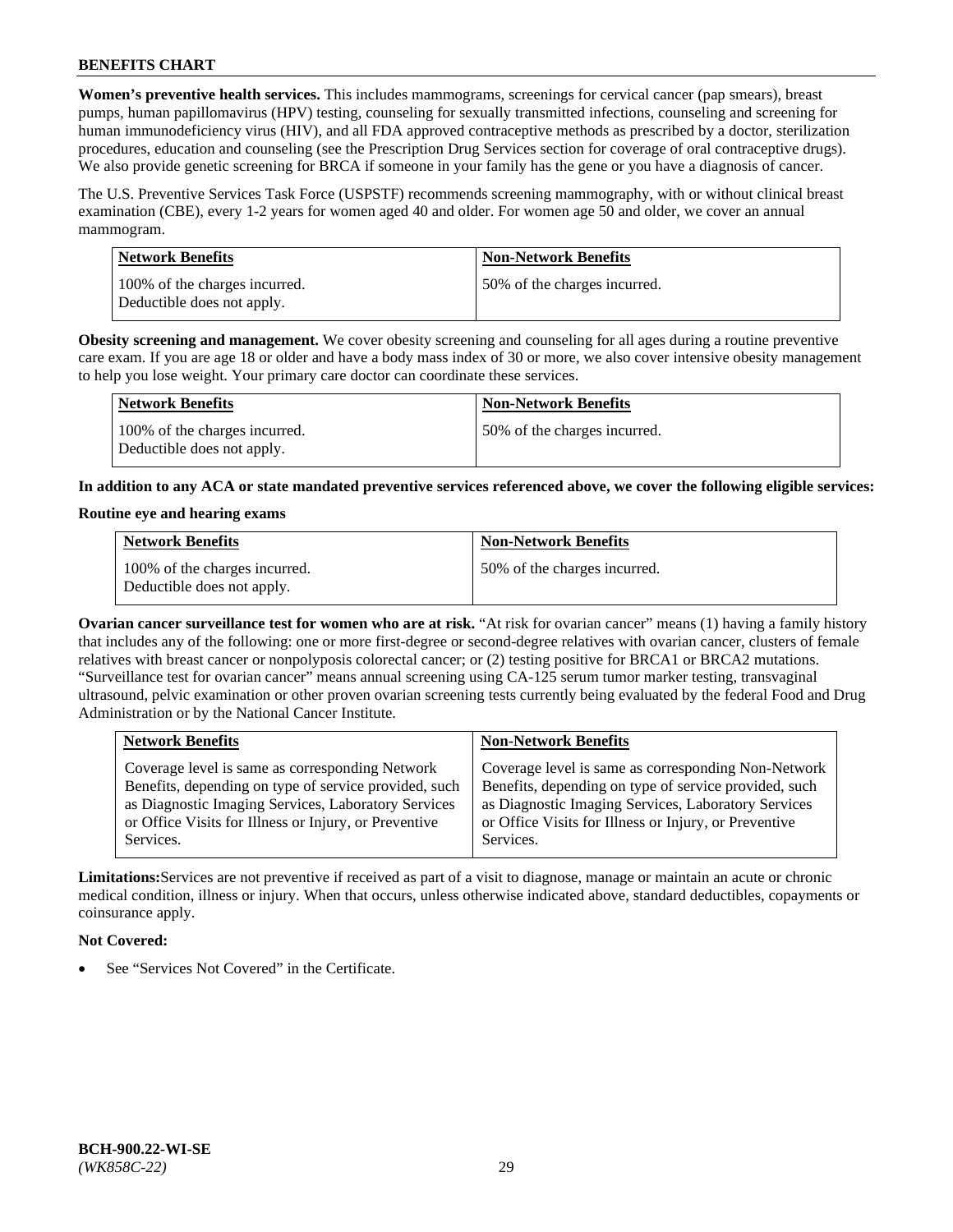**Women's preventive health services.** This includes mammograms, screenings for cervical cancer (pap smears), breast pumps, human papillomavirus (HPV) testing, counseling for sexually transmitted infections, counseling and screening for human immunodeficiency virus (HIV), and all FDA approved contraceptive methods as prescribed by a doctor, sterilization procedures, education and counseling (see the Prescription Drug Services section for coverage of oral contraceptive drugs). We also provide genetic screening for BRCA if someone in your family has the gene or you have a diagnosis of cancer.

The U.S. Preventive Services Task Force (USPSTF) recommends screening mammography, with or without clinical breast examination (CBE), every 1-2 years for women aged 40 and older. For women age 50 and older, we cover an annual mammogram.

| Network Benefits | Non-Network Benefits |
|---|---|
| 100% of the charges incurred. Deductible does not apply. | 50% of the charges incurred. |

**Obesity screening and management.** We cover obesity screening and counseling for all ages during a routine preventive care exam. If you are age 18 or older and have a body mass index of 30 or more, we also cover intensive obesity management to help you lose weight. Your primary care doctor can coordinate these services.

| Network Benefits | Non-Network Benefits |
|---|---|
| 100% of the charges incurred. Deductible does not apply. | 50% of the charges incurred. |

**In addition to any ACA or state mandated preventive services referenced above, we cover the following eligible services:**

**Routine eye and hearing exams**

| Network Benefits | Non-Network Benefits |
|---|---|
| 100% of the charges incurred. Deductible does not apply. | 50% of the charges incurred. |

**Ovarian cancer surveillance test for women who are at risk.** "At risk for ovarian cancer" means (1) having a family history that includes any of the following: one or more first-degree or second-degree relatives with ovarian cancer, clusters of female relatives with breast cancer or nonpolyposis colorectal cancer; or (2) testing positive for BRCA1 or BRCA2 mutations. "Surveillance test for ovarian cancer" means annual screening using CA-125 serum tumor marker testing, transvaginal ultrasound, pelvic examination or other proven ovarian screening tests currently being evaluated by the federal Food and Drug Administration or by the National Cancer Institute.

| Network Benefits | Non-Network Benefits |
|---|---|
| Coverage level is same as corresponding Network Benefits, depending on type of service provided, such as Diagnostic Imaging Services, Laboratory Services or Office Visits for Illness or Injury, or Preventive Services. | Coverage level is same as corresponding Non-Network Benefits, depending on type of service provided, such as Diagnostic Imaging Services, Laboratory Services or Office Visits for Illness or Injury, or Preventive Services. |

**Limitations:**Services are not preventive if received as part of a visit to diagnose, manage or maintain an acute or chronic medical condition, illness or injury. When that occurs, unless otherwise indicated above, standard deductibles, copayments or coinsurance apply.

**Not Covered:**

- See "Services Not Covered" in the Certificate.

**BCH-900.22-WI-SE**
*(WK858C-22)*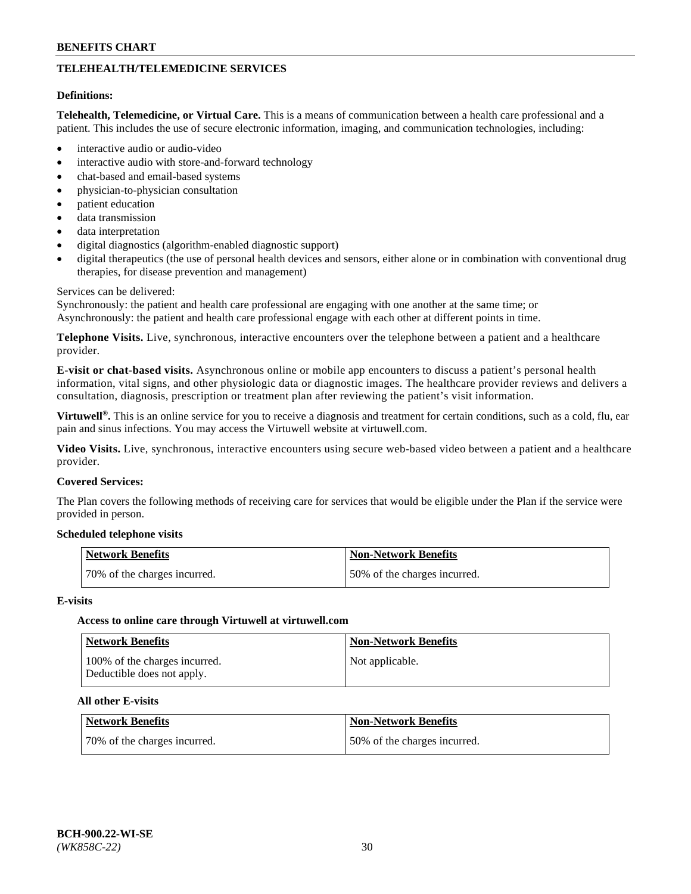## TELEHEALTH/TELEMEDICINE SERVICES

**Definitions:**

**Telehealth, Telemedicine, or Virtual Care.** This is a means of communication between a health care professional and a patient. This includes the use of secure electronic information, imaging, and communication technologies, including:

- interactive audio or audio-video
- interactive audio with store-and-forward technology
- chat-based and email-based systems
- physician-to-physician consultation
- patient education
- data transmission
- data interpretation
- digital diagnostics (algorithm-enabled diagnostic support)
- digital therapeutics (the use of personal health devices and sensors, either alone or in combination with conventional drug therapies, for disease prevention and management)

Services can be delivered:
Synchronously: the patient and health care professional are engaging with one another at the same time; or
Asynchronously: the patient and health care professional engage with each other at different points in time.

**Telephone Visits.** Live, synchronous, interactive encounters over the telephone between a patient and a healthcare provider.

**E-visit or chat-based visits.** Asynchronous online or mobile app encounters to discuss a patient's personal health information, vital signs, and other physiologic data or diagnostic images. The healthcare provider reviews and delivers a consultation, diagnosis, prescription or treatment plan after reviewing the patient's visit information.

**Virtuwell®.** This is an online service for you to receive a diagnosis and treatment for certain conditions, such as a cold, flu, ear pain and sinus infections. You may access the Virtuwell website at virtuwell.com.

**Video Visits.** Live, synchronous, interactive encounters using secure web-based video between a patient and a healthcare provider.

**Covered Services:**

The Plan covers the following methods of receiving care for services that would be eligible under the Plan if the service were provided in person.

**Scheduled telephone visits**

| Network Benefits | Non-Network Benefits |
|---|---|
| 70% of the charges incurred. | 50% of the charges incurred. |

**E-visits**

**Access to online care through Virtuwell at virtuwell.com**

| Network Benefits | Non-Network Benefits |
|---|---|
| 100% of the charges incurred. Deductible does not apply. | Not applicable. |

**All other E-visits**

| Network Benefits | Non-Network Benefits |
|---|---|
| 70% of the charges incurred. | 50% of the charges incurred. |

BCH-900.22-WI-SE
*(WK858C-22)*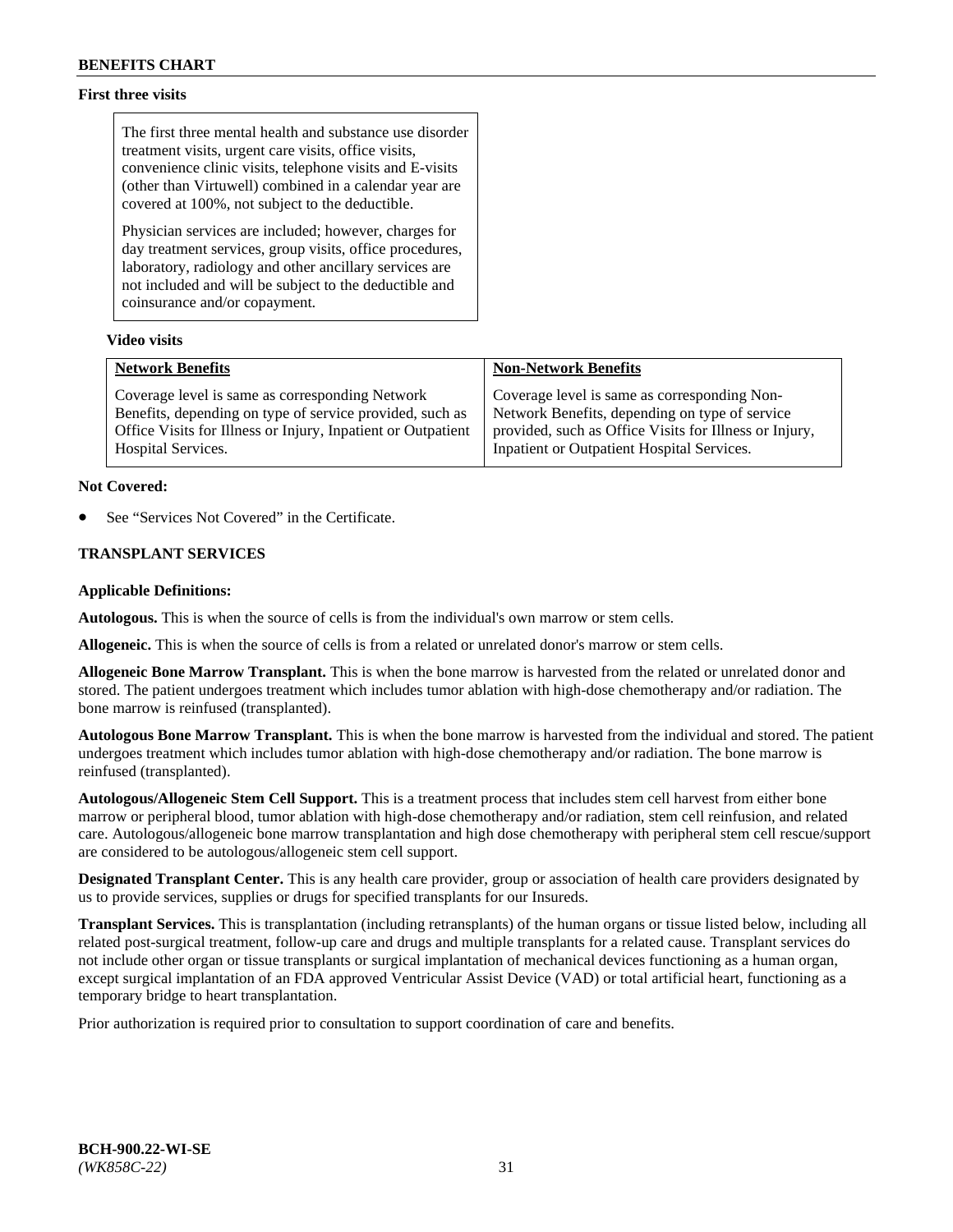**First three visits**

The first three mental health and substance use disorder treatment visits, urgent care visits, office visits, convenience clinic visits, telephone visits and E-visits (other than Virtuwell) combined in a calendar year are covered at 100%, not subject to the deductible.

Physician services are included; however, charges for day treatment services, group visits, office procedures, laboratory, radiology and other ancillary services are not included and will be subject to the deductible and coinsurance and/or copayment.

**Video visits**

| Network Benefits | Non-Network Benefits |
|---|---|
| Coverage level is same as corresponding Network Benefits, depending on type of service provided, such as Office Visits for Illness or Injury, Inpatient or Outpatient Hospital Services. | Coverage level is same as corresponding Non-Network Benefits, depending on type of service provided, such as Office Visits for Illness or Injury, Inpatient or Outpatient Hospital Services. |

**Not Covered:**

- See "Services Not Covered" in the Certificate.

**TRANSPLANT SERVICES**

**Applicable Definitions:**

**Autologous.** This is when the source of cells is from the individual's own marrow or stem cells.

**Allogeneic.** This is when the source of cells is from a related or unrelated donor's marrow or stem cells.

**Allogeneic Bone Marrow Transplant.** This is when the bone marrow is harvested from the related or unrelated donor and stored. The patient undergoes treatment which includes tumor ablation with high-dose chemotherapy and/or radiation. The bone marrow is reinfused (transplanted).

**Autologous Bone Marrow Transplant.** This is when the bone marrow is harvested from the individual and stored. The patient undergoes treatment which includes tumor ablation with high-dose chemotherapy and/or radiation. The bone marrow is reinfused (transplanted).

**Autologous/Allogeneic Stem Cell Support.** This is a treatment process that includes stem cell harvest from either bone marrow or peripheral blood, tumor ablation with high-dose chemotherapy and/or radiation, stem cell reinfusion, and related care. Autologous/allogeneic bone marrow transplantation and high dose chemotherapy with peripheral stem cell rescue/support are considered to be autologous/allogeneic stem cell support.

**Designated Transplant Center.** This is any health care provider, group or association of health care providers designated by us to provide services, supplies or drugs for specified transplants for our Insureds.

**Transplant Services.** This is transplantation (including retransplants) of the human organs or tissue listed below, including all related post-surgical treatment, follow-up care and drugs and multiple transplants for a related cause. Transplant services do not include other organ or tissue transplants or surgical implantation of mechanical devices functioning as a human organ, except surgical implantation of an FDA approved Ventricular Assist Device (VAD) or total artificial heart, functioning as a temporary bridge to heart transplantation.

Prior authorization is required prior to consultation to support coordination of care and benefits.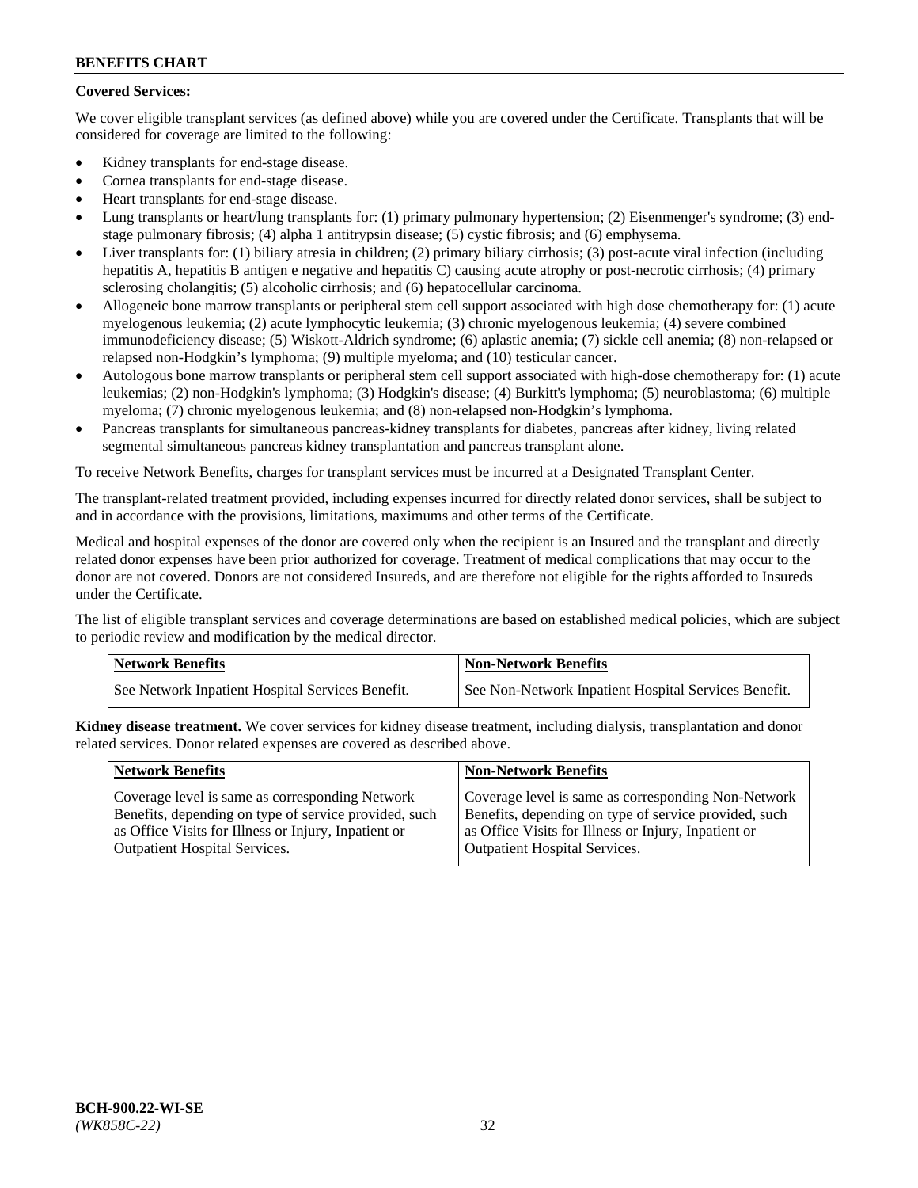**Covered Services:**

We cover eligible transplant services (as defined above) while you are covered under the Certificate. Transplants that will be considered for coverage are limited to the following:

- Kidney transplants for end-stage disease.
- Cornea transplants for end-stage disease.
- Heart transplants for end-stage disease.
- Lung transplants or heart/lung transplants for: (1) primary pulmonary hypertension; (2) Eisenmenger's syndrome; (3) end-stage pulmonary fibrosis; (4) alpha 1 antitrypsin disease; (5) cystic fibrosis; and (6) emphysema.
- Liver transplants for: (1) biliary atresia in children; (2) primary biliary cirrhosis; (3) post-acute viral infection (including hepatitis A, hepatitis B antigen e negative and hepatitis C) causing acute atrophy or post-necrotic cirrhosis; (4) primary sclerosing cholangitis; (5) alcoholic cirrhosis; and (6) hepatocellular carcinoma.
- Allogeneic bone marrow transplants or peripheral stem cell support associated with high dose chemotherapy for: (1) acute myelogenous leukemia; (2) acute lymphocytic leukemia; (3) chronic myelogenous leukemia; (4) severe combined immunodeficiency disease; (5) Wiskott-Aldrich syndrome; (6) aplastic anemia; (7) sickle cell anemia; (8) non-relapsed or relapsed non-Hodgkin's lymphoma; (9) multiple myeloma; and (10) testicular cancer.
- Autologous bone marrow transplants or peripheral stem cell support associated with high-dose chemotherapy for: (1) acute leukemias; (2) non-Hodgkin's lymphoma; (3) Hodgkin's disease; (4) Burkitt's lymphoma; (5) neuroblastoma; (6) multiple myeloma; (7) chronic myelogenous leukemia; and (8) non-relapsed non-Hodgkin's lymphoma.
- Pancreas transplants for simultaneous pancreas-kidney transplants for diabetes, pancreas after kidney, living related segmental simultaneous pancreas kidney transplantation and pancreas transplant alone.

To receive Network Benefits, charges for transplant services must be incurred at a Designated Transplant Center.

The transplant-related treatment provided, including expenses incurred for directly related donor services, shall be subject to and in accordance with the provisions, limitations, maximums and other terms of the Certificate.

Medical and hospital expenses of the donor are covered only when the recipient is an Insured and the transplant and directly related donor expenses have been prior authorized for coverage. Treatment of medical complications that may occur to the donor are not covered. Donors are not considered Insureds, and are therefore not eligible for the rights afforded to Insureds under the Certificate.

The list of eligible transplant services and coverage determinations are based on established medical policies, which are subject to periodic review and modification by the medical director.

| Network Benefits | Non-Network Benefits |
|---|---|
| See Network Inpatient Hospital Services Benefit. | See Non-Network Inpatient Hospital Services Benefit. |

**Kidney disease treatment.** We cover services for kidney disease treatment, including dialysis, transplantation and donor related services. Donor related expenses are covered as described above.

| Network Benefits | Non-Network Benefits |
|---|---|
| Coverage level is same as corresponding Network Benefits, depending on type of service provided, such as Office Visits for Illness or Injury, Inpatient or Outpatient Hospital Services. | Coverage level is same as corresponding Non-Network Benefits, depending on type of service provided, such as Office Visits for Illness or Injury, Inpatient or Outpatient Hospital Services. |

**BCH-900.22-WI-SE**
*(WK858C-22)*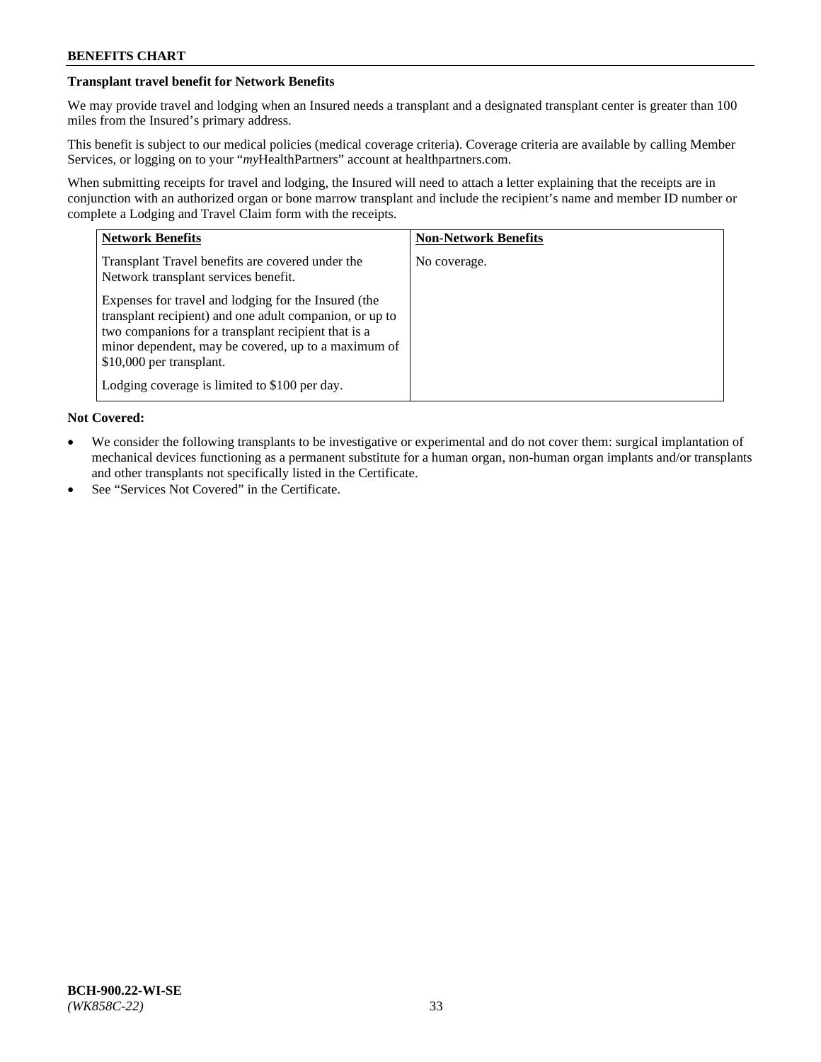### Transplant travel benefit for Network Benefits

We may provide travel and lodging when an Insured needs a transplant and a designated transplant center is greater than 100 miles from the Insured's primary address.

This benefit is subject to our medical policies (medical coverage criteria). Coverage criteria are available by calling Member Services, or logging on to your "*my*HealthPartners" account at healthpartners.com.

When submitting receipts for travel and lodging, the Insured will need to attach a letter explaining that the receipts are in conjunction with an authorized organ or bone marrow transplant and include the recipient's name and member ID number or complete a Lodging and Travel Claim form with the receipts.

| Network Benefits | Non-Network Benefits |
|---|---|
| Transplant Travel benefits are covered under the Network transplant services benefit.<br><br>Expenses for travel and lodging for the Insured (the transplant recipient) and one adult companion, or up to two companions for a transplant recipient that is a minor dependent, may be covered, up to a maximum of $10,000 per transplant.<br><br>Lodging coverage is limited to $100 per day. | No coverage. |

**Not Covered:**

- We consider the following transplants to be investigative or experimental and do not cover them: surgical implantation of mechanical devices functioning as a permanent substitute for a human organ, non-human organ implants and/or transplants and other transplants not specifically listed in the Certificate.
- See "Services Not Covered" in the Certificate.